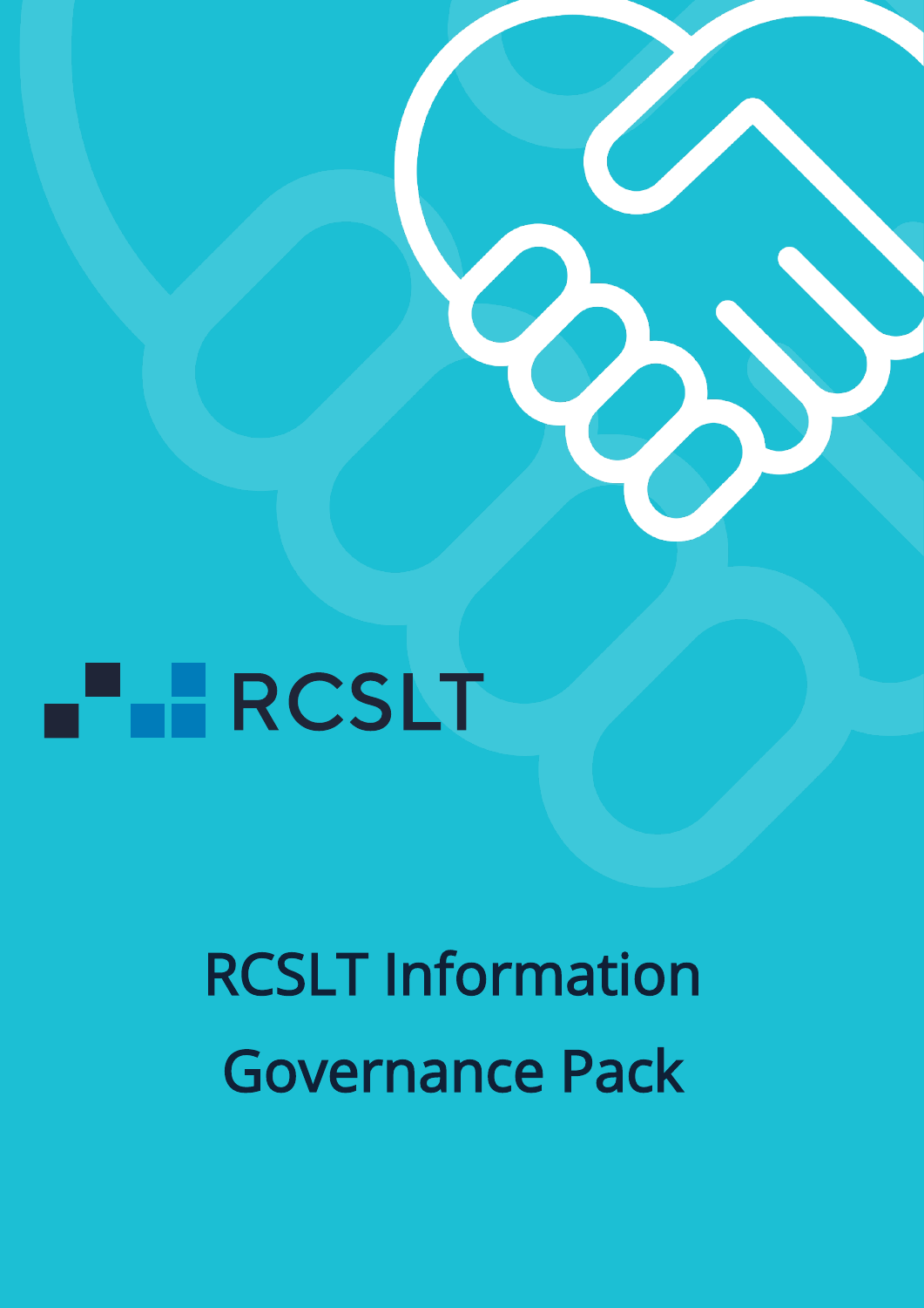RCSLT

# RCSLT Information Governance Pack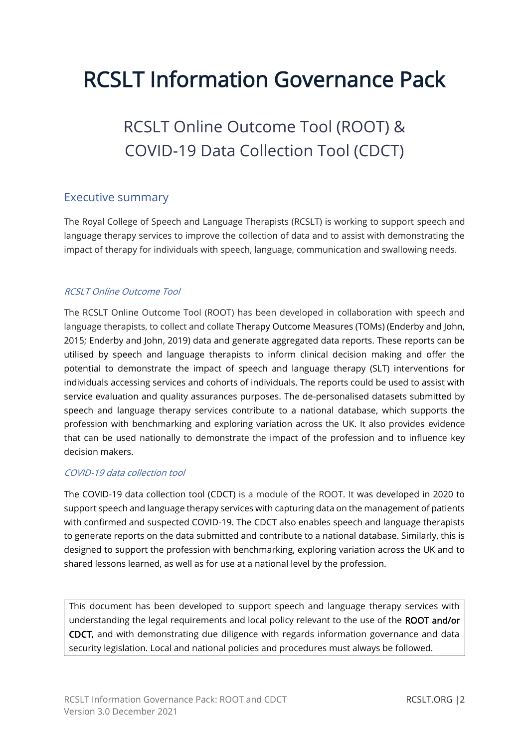# RCSLT Information Governance Pack

## RCSLT Online Outcome Tool (ROOT) & COVID-19 Data Collection Tool (CDCT)

## Executive summary

The Royal College of Speech and Language Therapists (RCSLT) is working to support speech and language therapy services to improve the collection of data and to assist with demonstrating the impact of therapy for individuals with speech, language, communication and swallowing needs.

### *RCSLT Online Outcome Tool*

The RCSLT Online Outcome Tool (ROOT) has been developed in collaboration with speech and language therapists, to collect and collate Therapy Outcome Measures (TOMs) (Enderby and John, 2015; Enderby and John, 2019) data and generate aggregated data reports. These reports can be utilised by speech and language therapists to inform clinical decision making and offer the potential to demonstrate the impact of speech and language therapy (SLT) interventions for individuals accessing services and cohorts of individuals. The reports could be used to assist with service evaluation and quality assurances purposes. The de-personalised datasets submitted by speech and language therapy services contribute to a national database, which supports the profession with benchmarking and exploring variation across the UK. It also provides evidence that can be used nationally to demonstrate the impact of the profession and to influence key decision makers.

### *COVID-19 data collection tool*

The COVID-19 data collection tool (CDCT) is a module of the ROOT. It was developed in 2020 to support speech and language therapy services with capturing data on the management of patients with confirmed and suspected COVID-19. The CDCT also enables speech and language therapists to generate reports on the data submitted and contribute to a national database. Similarly, this is designed to support the profession with benchmarking, exploring variation across the UK and to shared lessons learned, as well as for use at a national level by the profession.

This document has been developed to support speech and language therapy services with understanding the legal requirements and local policy relevant to the use of the **ROOT and/or CDCT**, and with demonstrating due diligence with regards information governance and data security legislation. Local and national policies and procedures must always be followed.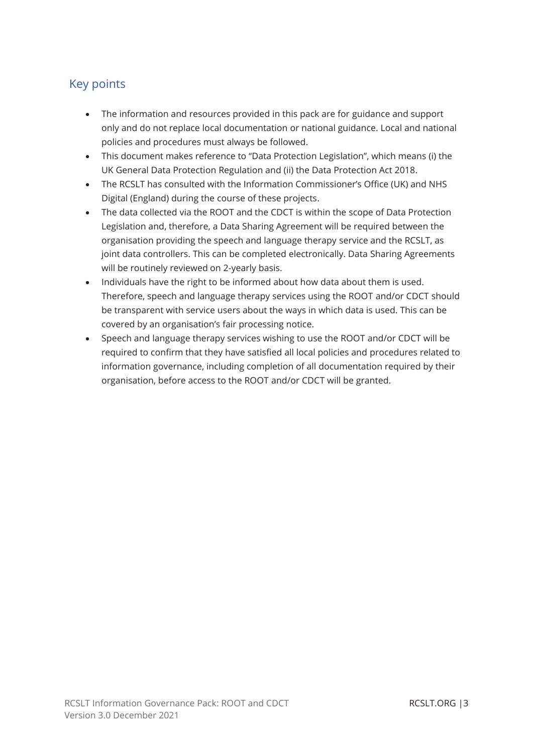## Key points

- The information and resources provided in this pack are for guidance and support only and do not replace local documentation or national guidance. Local and national policies and procedures must always be followed.
- This document makes reference to "Data Protection Legislation", which means (i) the UK General Data Protection Regulation and (ii) the Data Protection Act 2018.
- The RCSLT has consulted with the Information Commissioner's Office (UK) and NHS Digital (England) during the course of these projects.
- The data collected via the ROOT and the CDCT is within the scope of Data Protection Legislation and, therefore, a Data Sharing Agreement will be required between the organisation providing the speech and language therapy service and the RCSLT, as joint data controllers. This can be completed electronically. Data Sharing Agreements will be routinely reviewed on 2-yearly basis.
- Individuals have the right to be informed about how data about them is used. Therefore, speech and language therapy services using the ROOT and/or CDCT should be transparent with service users about the ways in which data is used. This can be covered by an organisation's fair processing notice.
- Speech and language therapy services wishing to use the ROOT and/or CDCT will be required to confirm that they have satisfied all local policies and procedures related to information governance, including completion of all documentation required by their organisation, before access to the ROOT and/or CDCT will be granted.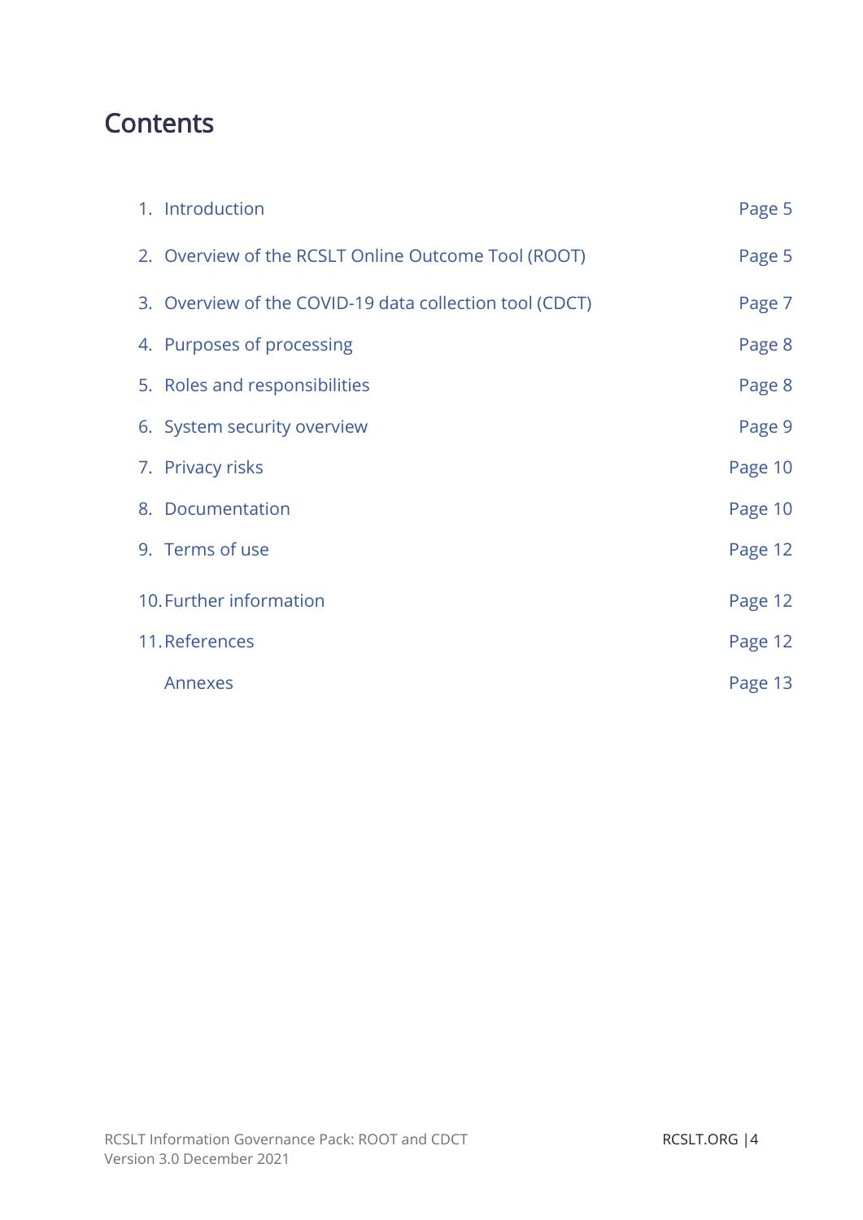# Contents

| | |
|---|---|
| 1. Introduction | Page 5 |
| 2. Overview of the RCSLT Online Outcome Tool (ROOT) | Page 5 |
| 3. Overview of the COVID-19 data collection tool (CDCT) | Page 7 |
| 4. Purposes of processing | Page 8 |
| 5. Roles and responsibilities | Page 8 |
| 6. System security overview | Page 9 |
| 7. Privacy risks | Page 10 |
| 8. Documentation | Page 10 |
| 9. Terms of use | Page 12 |
| 10. Further information | Page 12 |
| 11. References | Page 12 |
| Annexes | Page 13 |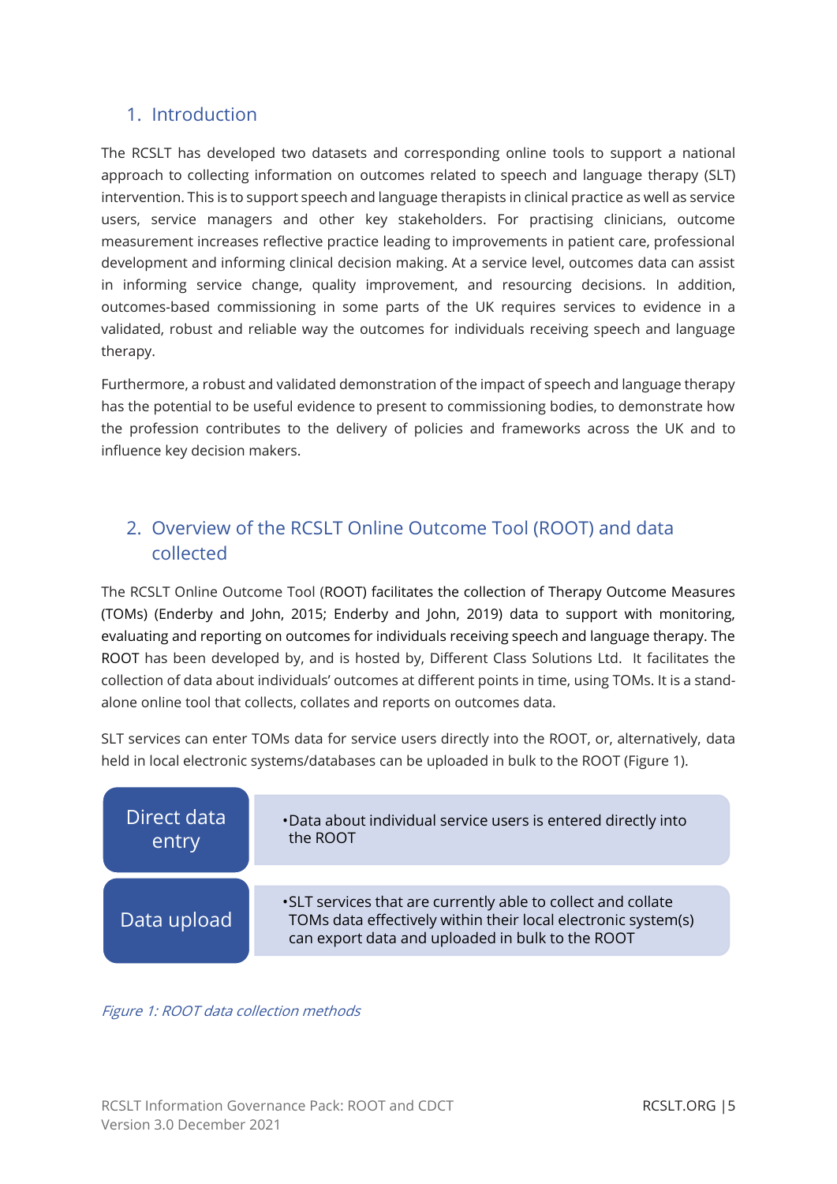## 1. Introduction

The RCSLT has developed two datasets and corresponding online tools to support a national approach to collecting information on outcomes related to speech and language therapy (SLT) intervention. This is to support speech and language therapists in clinical practice as well as service users, service managers and other key stakeholders. For practising clinicians, outcome measurement increases reflective practice leading to improvements in patient care, professional development and informing clinical decision making. At a service level, outcomes data can assist in informing service change, quality improvement, and resourcing decisions. In addition, outcomes-based commissioning in some parts of the UK requires services to evidence in a validated, robust and reliable way the outcomes for individuals receiving speech and language therapy.

Furthermore, a robust and validated demonstration of the impact of speech and language therapy has the potential to be useful evidence to present to commissioning bodies, to demonstrate how the profession contributes to the delivery of policies and frameworks across the UK and to influence key decision makers.

## 2. Overview of the RCSLT Online Outcome Tool (ROOT) and data collected

The RCSLT Online Outcome Tool (ROOT) facilitates the collection of Therapy Outcome Measures (TOMs) (Enderby and John, 2015; Enderby and John, 2019) data to support with monitoring, evaluating and reporting on outcomes for individuals receiving speech and language therapy. The ROOT has been developed by, and is hosted by, Different Class Solutions Ltd. It facilitates the collection of data about individuals' outcomes at different points in time, using TOMs. It is a stand-alone online tool that collects, collates and reports on outcomes data.

SLT services can enter TOMs data for service users directly into the ROOT, or, alternatively, data held in local electronic systems/databases can be uploaded in bulk to the ROOT (Figure 1).

| Method | Description |
| --- | --- |
| Direct data entry | Data about individual service users is entered directly into the ROOT |
| Data upload | SLT services that are currently able to collect and collate TOMs data effectively within their local electronic system(s) can export data and uploaded in bulk to the ROOT |

*Figure 1: ROOT data collection methods*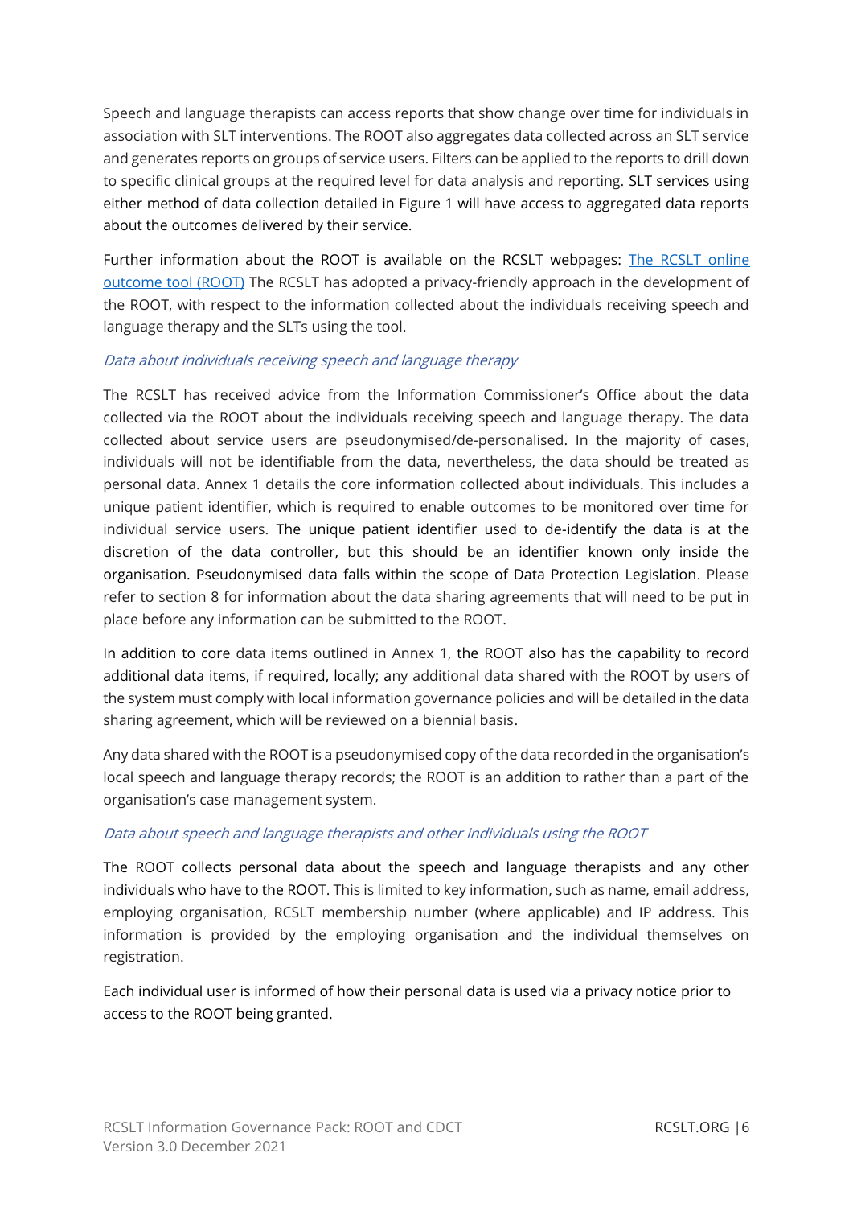Speech and language therapists can access reports that show change over time for individuals in association with SLT interventions. The ROOT also aggregates data collected across an SLT service and generates reports on groups of service users. Filters can be applied to the reports to drill down to specific clinical groups at the required level for data analysis and reporting. SLT services using either method of data collection detailed in Figure 1 will have access to aggregated data reports about the outcomes delivered by their service.

Further information about the ROOT is available on the RCSLT webpages: [The RCSLT online outcome tool (ROOT)] The RCSLT has adopted a privacy-friendly approach in the development of the ROOT, with respect to the information collected about the individuals receiving speech and language therapy and the SLTs using the tool.

*Data about individuals receiving speech and language therapy*

The RCSLT has received advice from the Information Commissioner's Office about the data collected via the ROOT about the individuals receiving speech and language therapy. The data collected about service users are pseudonymised/de-personalised. In the majority of cases, individuals will not be identifiable from the data, nevertheless, the data should be treated as personal data. Annex 1 details the core information collected about individuals. This includes a unique patient identifier, which is required to enable outcomes to be monitored over time for individual service users. The unique patient identifier used to de-identify the data is at the discretion of the data controller, but this should be an identifier known only inside the organisation. Pseudonymised data falls within the scope of Data Protection Legislation. Please refer to section 8 for information about the data sharing agreements that will need to be put in place before any information can be submitted to the ROOT.

In addition to core data items outlined in Annex 1, the ROOT also has the capability to record additional data items, if required, locally; any additional data shared with the ROOT by users of the system must comply with local information governance policies and will be detailed in the data sharing agreement, which will be reviewed on a biennial basis.

Any data shared with the ROOT is a pseudonymised copy of the data recorded in the organisation's local speech and language therapy records; the ROOT is an addition to rather than a part of the organisation's case management system.

*Data about speech and language therapists and other individuals using the ROOT*

The ROOT collects personal data about the speech and language therapists and any other individuals who have to the ROOT. This is limited to key information, such as name, email address, employing organisation, RCSLT membership number (where applicable) and IP address. This information is provided by the employing organisation and the individual themselves on registration.

Each individual user is informed of how their personal data is used via a privacy notice prior to access to the ROOT being granted.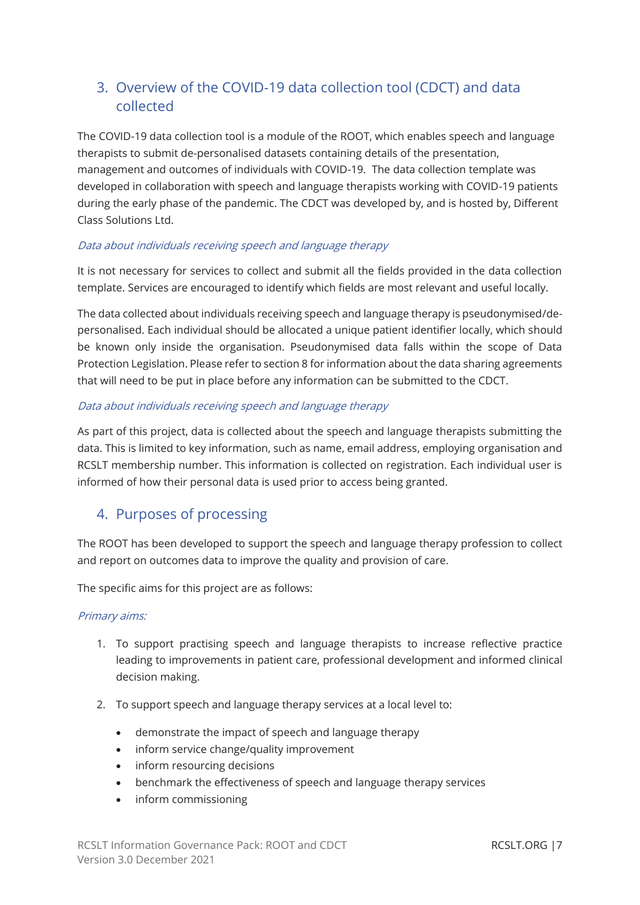## 3. Overview of the COVID-19 data collection tool (CDCT) and data collected

The COVID-19 data collection tool is a module of the ROOT, which enables speech and language therapists to submit de-personalised datasets containing details of the presentation, management and outcomes of individuals with COVID-19. The data collection template was developed in collaboration with speech and language therapists working with COVID-19 patients during the early phase of the pandemic. The CDCT was developed by, and is hosted by, Different Class Solutions Ltd.

*Data about individuals receiving speech and language therapy*

It is not necessary for services to collect and submit all the fields provided in the data collection template. Services are encouraged to identify which fields are most relevant and useful locally.

The data collected about individuals receiving speech and language therapy is pseudonymised/de-personalised. Each individual should be allocated a unique patient identifier locally, which should be known only inside the organisation. Pseudonymised data falls within the scope of Data Protection Legislation. Please refer to section 8 for information about the data sharing agreements that will need to be put in place before any information can be submitted to the CDCT.

*Data about individuals receiving speech and language therapy*

As part of this project, data is collected about the speech and language therapists submitting the data. This is limited to key information, such as name, email address, employing organisation and RCSLT membership number. This information is collected on registration. Each individual user is informed of how their personal data is used prior to access being granted.

## 4. Purposes of processing

The ROOT has been developed to support the speech and language therapy profession to collect and report on outcomes data to improve the quality and provision of care.

The specific aims for this project are as follows:

*Primary aims:*

1. To support practising speech and language therapists to increase reflective practice leading to improvements in patient care, professional development and informed clinical decision making.

2. To support speech and language therapy services at a local level to:

   - demonstrate the impact of speech and language therapy
   - inform service change/quality improvement
   - inform resourcing decisions
   - benchmark the effectiveness of speech and language therapy services
   - inform commissioning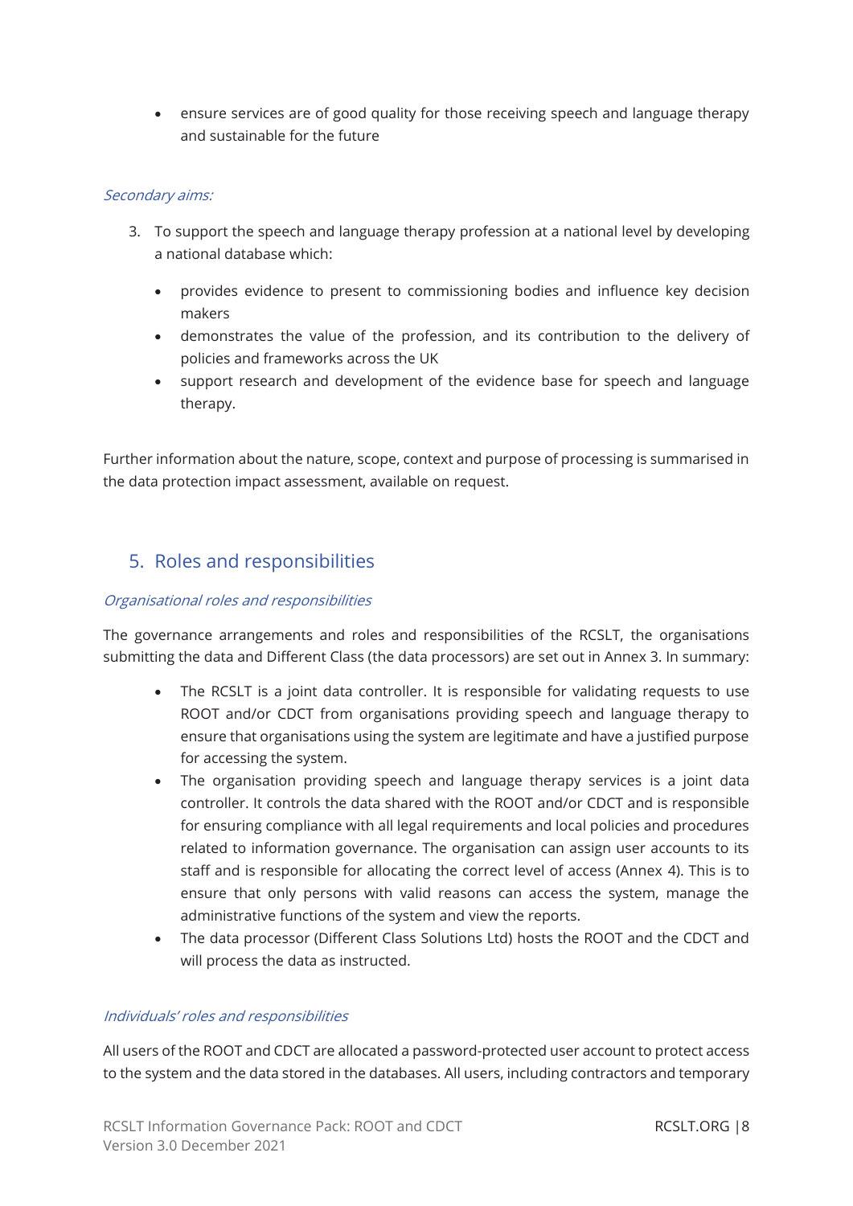- ensure services are of good quality for those receiving speech and language therapy and sustainable for the future

*Secondary aims:*

3. To support the speech and language therapy profession at a national level by developing a national database which:

   - provides evidence to present to commissioning bodies and influence key decision makers
   - demonstrates the value of the profession, and its contribution to the delivery of policies and frameworks across the UK
   - support research and development of the evidence base for speech and language therapy.

Further information about the nature, scope, context and purpose of processing is summarised in the data protection impact assessment, available on request.

## 5. Roles and responsibilities

*Organisational roles and responsibilities*

The governance arrangements and roles and responsibilities of the RCSLT, the organisations submitting the data and Different Class (the data processors) are set out in Annex 3. In summary:

- The RCSLT is a joint data controller. It is responsible for validating requests to use ROOT and/or CDCT from organisations providing speech and language therapy to ensure that organisations using the system are legitimate and have a justified purpose for accessing the system.
- The organisation providing speech and language therapy services is a joint data controller. It controls the data shared with the ROOT and/or CDCT and is responsible for ensuring compliance with all legal requirements and local policies and procedures related to information governance. The organisation can assign user accounts to its staff and is responsible for allocating the correct level of access (Annex 4). This is to ensure that only persons with valid reasons can access the system, manage the administrative functions of the system and view the reports.
- The data processor (Different Class Solutions Ltd) hosts the ROOT and the CDCT and will process the data as instructed.

*Individuals' roles and responsibilities*

All users of the ROOT and CDCT are allocated a password-protected user account to protect access to the system and the data stored in the databases. All users, including contractors and temporary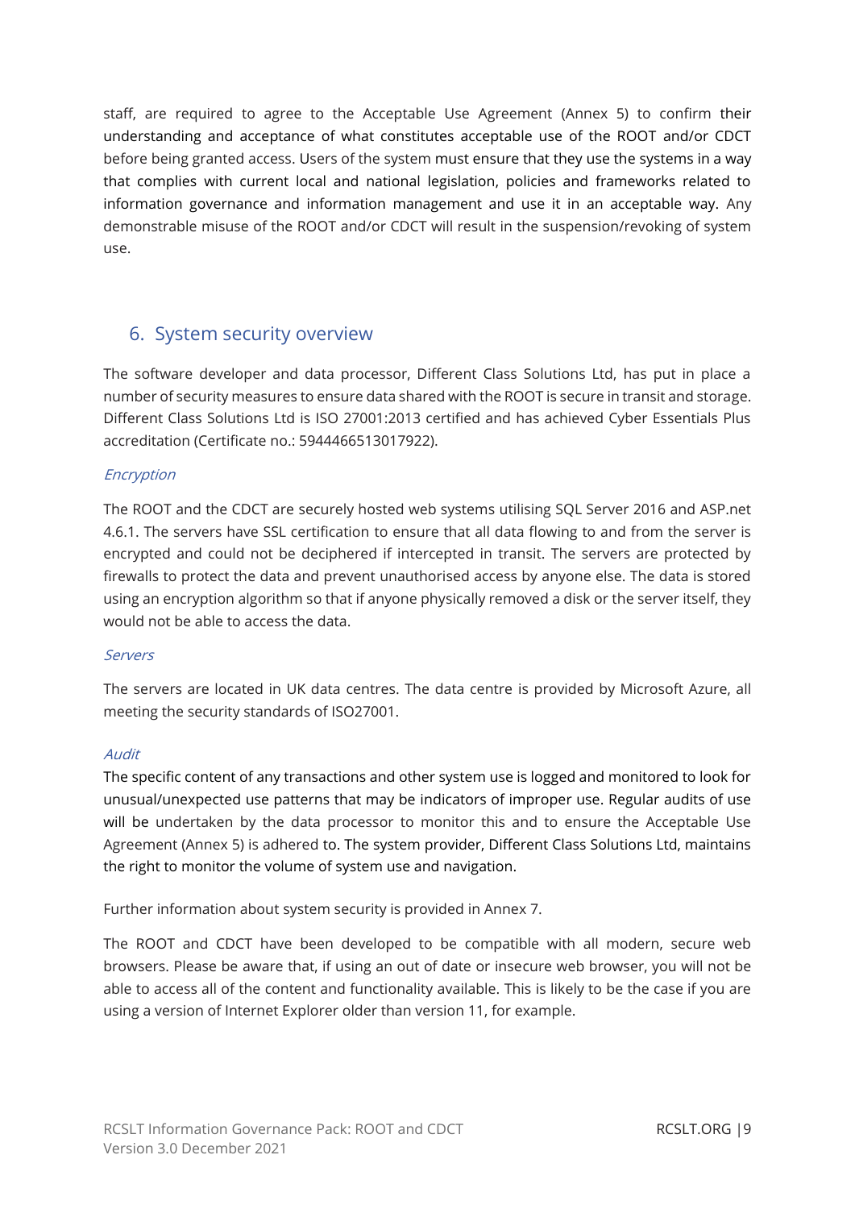staff, are required to agree to the Acceptable Use Agreement (Annex 5) to confirm their understanding and acceptance of what constitutes acceptable use of the ROOT and/or CDCT before being granted access. Users of the system must ensure that they use the systems in a way that complies with current local and national legislation, policies and frameworks related to information governance and information management and use it in an acceptable way. Any demonstrable misuse of the ROOT and/or CDCT will result in the suspension/revoking of system use.

## 6. System security overview

The software developer and data processor, Different Class Solutions Ltd, has put in place a number of security measures to ensure data shared with the ROOT is secure in transit and storage. Different Class Solutions Ltd is ISO 27001:2013 certified and has achieved Cyber Essentials Plus accreditation (Certificate no.: 5944466513017922).

*Encryption*

The ROOT and the CDCT are securely hosted web systems utilising SQL Server 2016 and ASP.net 4.6.1. The servers have SSL certification to ensure that all data flowing to and from the server is encrypted and could not be deciphered if intercepted in transit. The servers are protected by firewalls to protect the data and prevent unauthorised access by anyone else. The data is stored using an encryption algorithm so that if anyone physically removed a disk or the server itself, they would not be able to access the data.

*Servers*

The servers are located in UK data centres. The data centre is provided by Microsoft Azure, all meeting the security standards of ISO27001.

*Audit*

The specific content of any transactions and other system use is logged and monitored to look for unusual/unexpected use patterns that may be indicators of improper use. Regular audits of use will be undertaken by the data processor to monitor this and to ensure the Acceptable Use Agreement (Annex 5) is adhered to. The system provider, Different Class Solutions Ltd, maintains the right to monitor the volume of system use and navigation.

Further information about system security is provided in Annex 7.

The ROOT and CDCT have been developed to be compatible with all modern, secure web browsers. Please be aware that, if using an out of date or insecure web browser, you will not be able to access all of the content and functionality available. This is likely to be the case if you are using a version of Internet Explorer older than version 11, for example.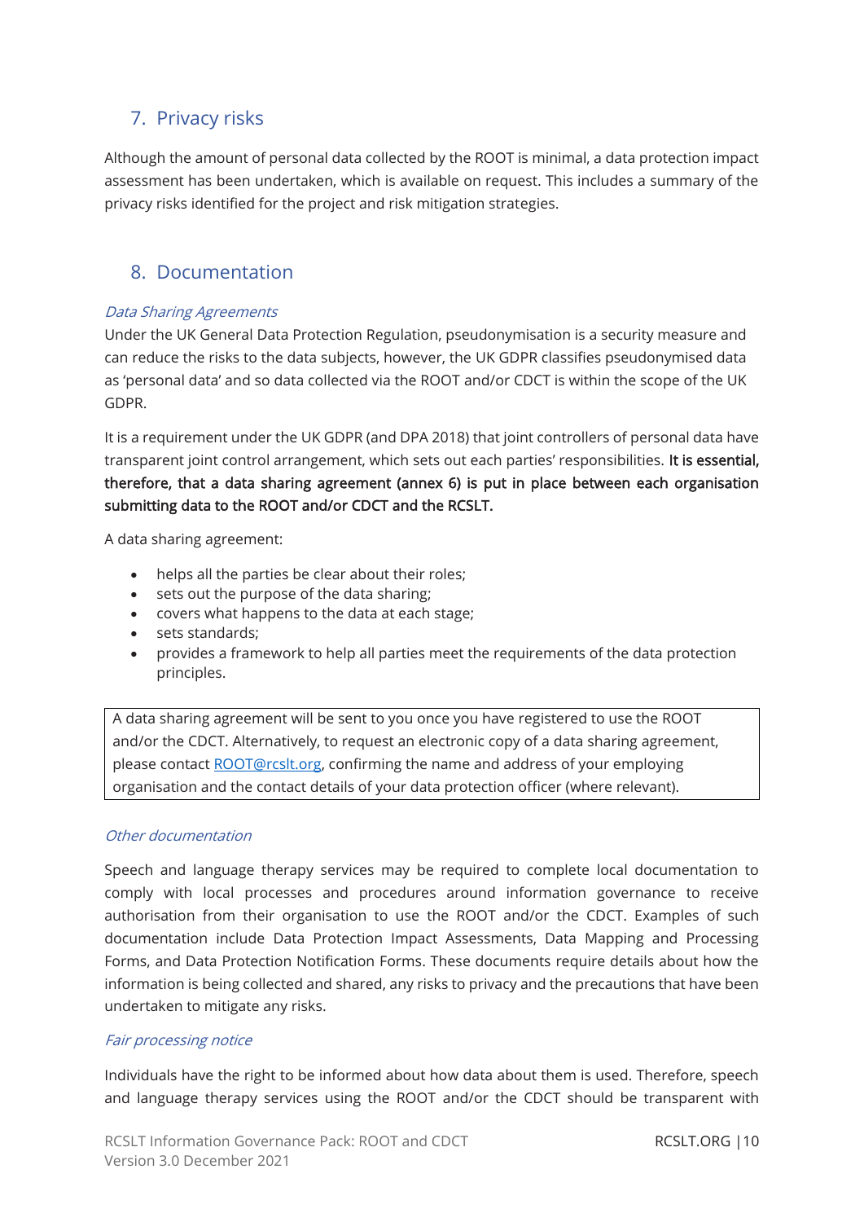## 7. Privacy risks

Although the amount of personal data collected by the ROOT is minimal, a data protection impact assessment has been undertaken, which is available on request. This includes a summary of the privacy risks identified for the project and risk mitigation strategies.

## 8. Documentation

*Data Sharing Agreements*

Under the UK General Data Protection Regulation, pseudonymisation is a security measure and can reduce the risks to the data subjects, however, the UK GDPR classifies pseudonymised data as 'personal data' and so data collected via the ROOT and/or CDCT is within the scope of the UK GDPR.

It is a requirement under the UK GDPR (and DPA 2018) that joint controllers of personal data have transparent joint control arrangement, which sets out each parties' responsibilities. **It is essential, therefore, that a data sharing agreement (annex 6) is put in place between each organisation submitting data to the ROOT and/or CDCT and the RCSLT.**

A data sharing agreement:

- helps all the parties be clear about their roles;
- sets out the purpose of the data sharing;
- covers what happens to the data at each stage;
- sets standards;
- provides a framework to help all parties meet the requirements of the data protection principles.

> A data sharing agreement will be sent to you once you have registered to use the ROOT and/or the CDCT. Alternatively, to request an electronic copy of a data sharing agreement, please contact ROOT@rcslt.org, confirming the name and address of your employing organisation and the contact details of your data protection officer (where relevant).

*Other documentation*

Speech and language therapy services may be required to complete local documentation to comply with local processes and procedures around information governance to receive authorisation from their organisation to use the ROOT and/or the CDCT. Examples of such documentation include Data Protection Impact Assessments, Data Mapping and Processing Forms, and Data Protection Notification Forms. These documents require details about how the information is being collected and shared, any risks to privacy and the precautions that have been undertaken to mitigate any risks.

*Fair processing notice*

Individuals have the right to be informed about how data about them is used. Therefore, speech and language therapy services using the ROOT and/or the CDCT should be transparent with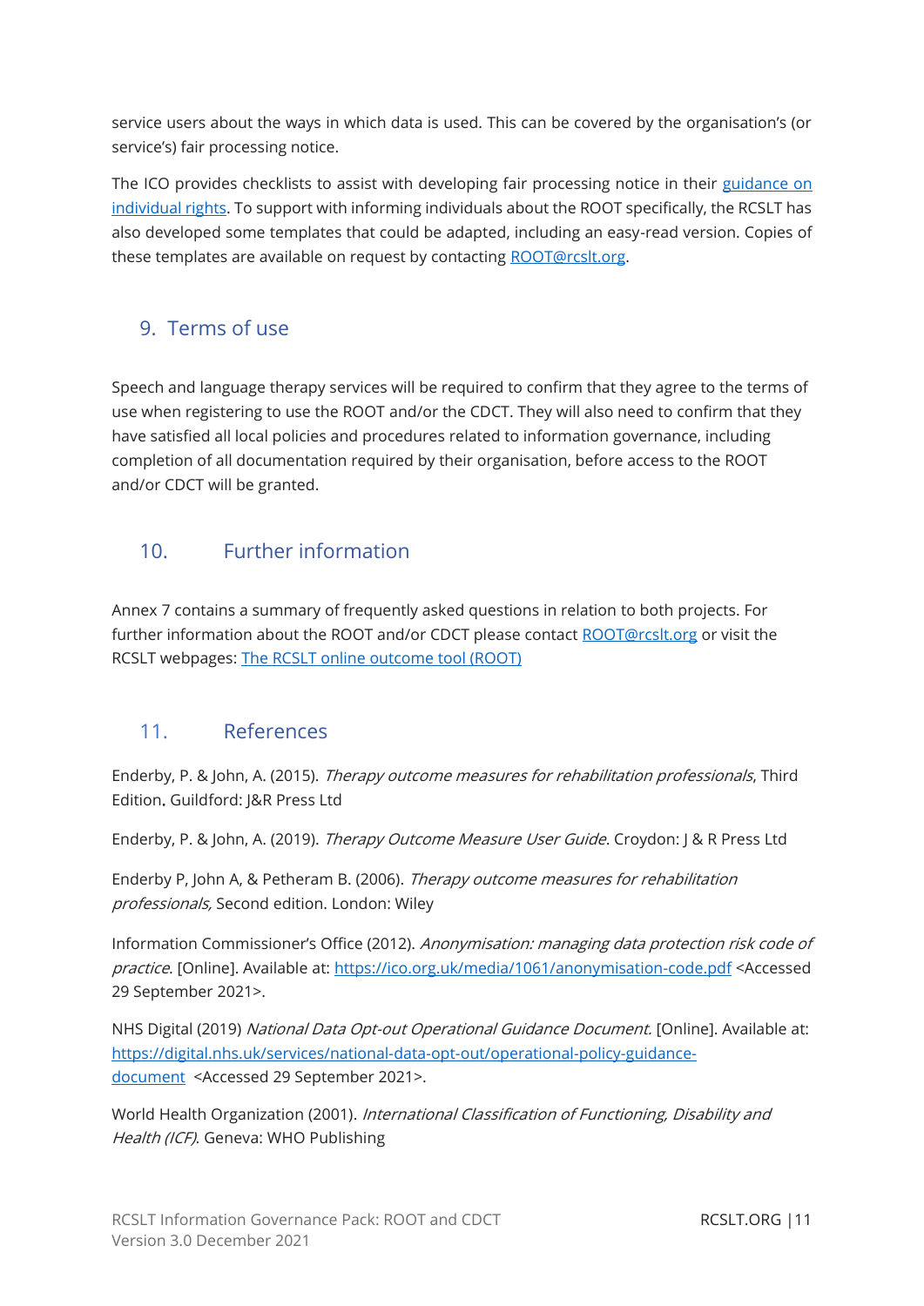service users about the ways in which data is used. This can be covered by the organisation's (or service's) fair processing notice.

The ICO provides checklists to assist with developing fair processing notice in their [guidance on individual rights](). To support with informing individuals about the ROOT specifically, the RCSLT has also developed some templates that could be adapted, including an easy-read version. Copies of these templates are available on request by contacting ROOT@rcslt.org.

## 9. Terms of use

Speech and language therapy services will be required to confirm that they agree to the terms of use when registering to use the ROOT and/or the CDCT. They will also need to confirm that they have satisfied all local policies and procedures related to information governance, including completion of all documentation required by their organisation, before access to the ROOT and/or CDCT will be granted.

## 10. Further information

Annex 7 contains a summary of frequently asked questions in relation to both projects. For further information about the ROOT and/or CDCT please contact ROOT@rcslt.org or visit the RCSLT webpages: The RCSLT online outcome tool (ROOT)

## 11. References

Enderby, P. & John, A. (2015). *Therapy outcome measures for rehabilitation professionals*, Third Edition. Guildford: J&R Press Ltd

Enderby, P. & John, A. (2019). *Therapy Outcome Measure User Guide*. Croydon: J & R Press Ltd

Enderby P, John A, & Petheram B. (2006). *Therapy outcome measures for rehabilitation professionals,* Second edition. London: Wiley

Information Commissioner's Office (2012). *Anonymisation: managing data protection risk code of practice*. [Online]. Available at: https://ico.org.uk/media/1061/anonymisation-code.pdf <Accessed 29 September 2021>.

NHS Digital (2019) *National Data Opt-out Operational Guidance Document*. [Online]. Available at: https://digital.nhs.uk/services/national-data-opt-out/operational-policy-guidance-document <Accessed 29 September 2021>.

World Health Organization (2001). *International Classification of Functioning, Disability and Health (ICF)*. Geneva: WHO Publishing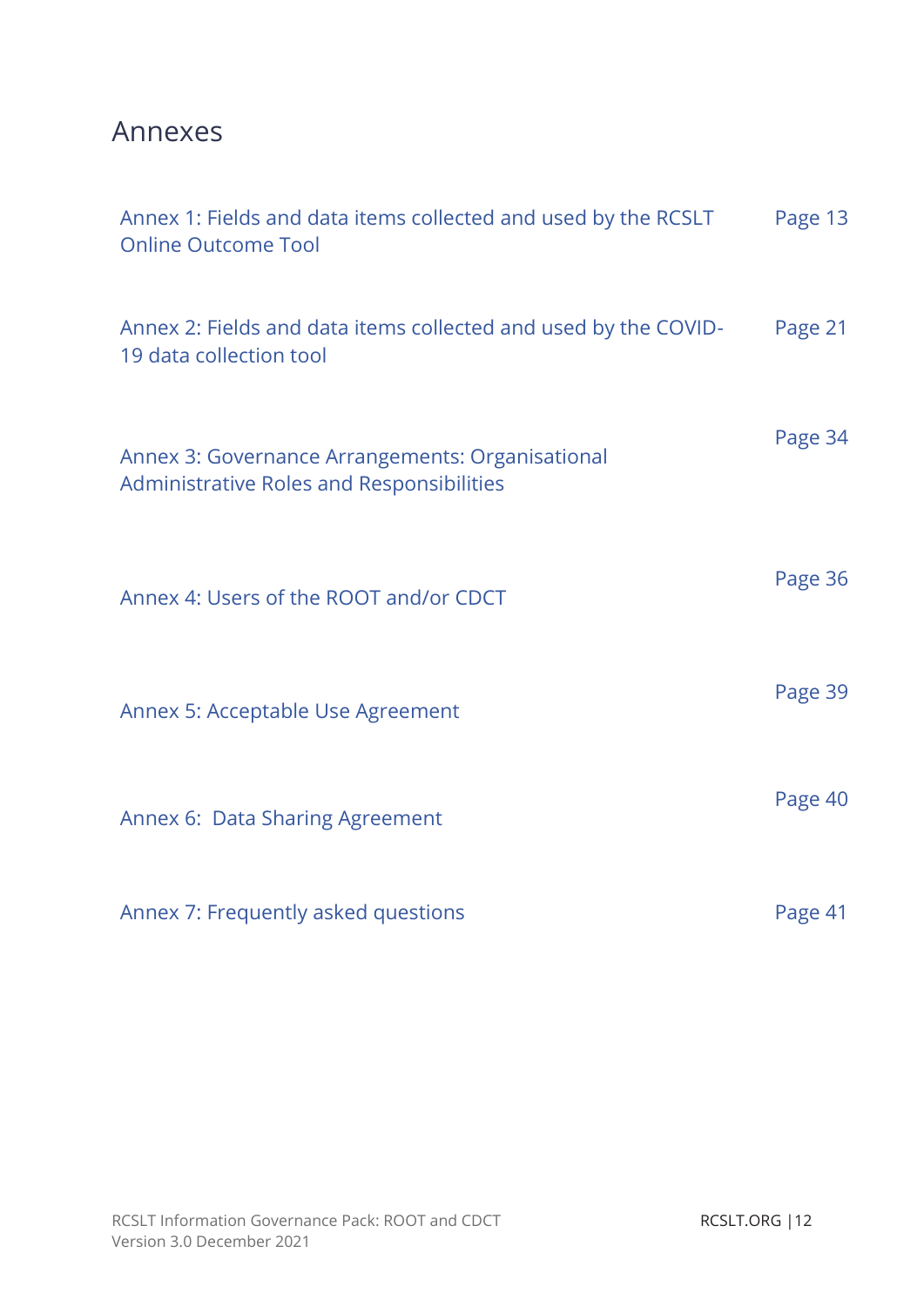# Annexes

| | |
|---|---|
| Annex 1: Fields and data items collected and used by the RCSLT Online Outcome Tool | Page 13 |
| Annex 2: Fields and data items collected and used by the COVID-19 data collection tool | Page 21 |
| Annex 3: Governance Arrangements: Organisational Administrative Roles and Responsibilities | Page 34 |
| Annex 4: Users of the ROOT and/or CDCT | Page 36 |
| Annex 5: Acceptable Use Agreement | Page 39 |
| Annex 6: Data Sharing Agreement | Page 40 |
| Annex 7: Frequently asked questions | Page 41 |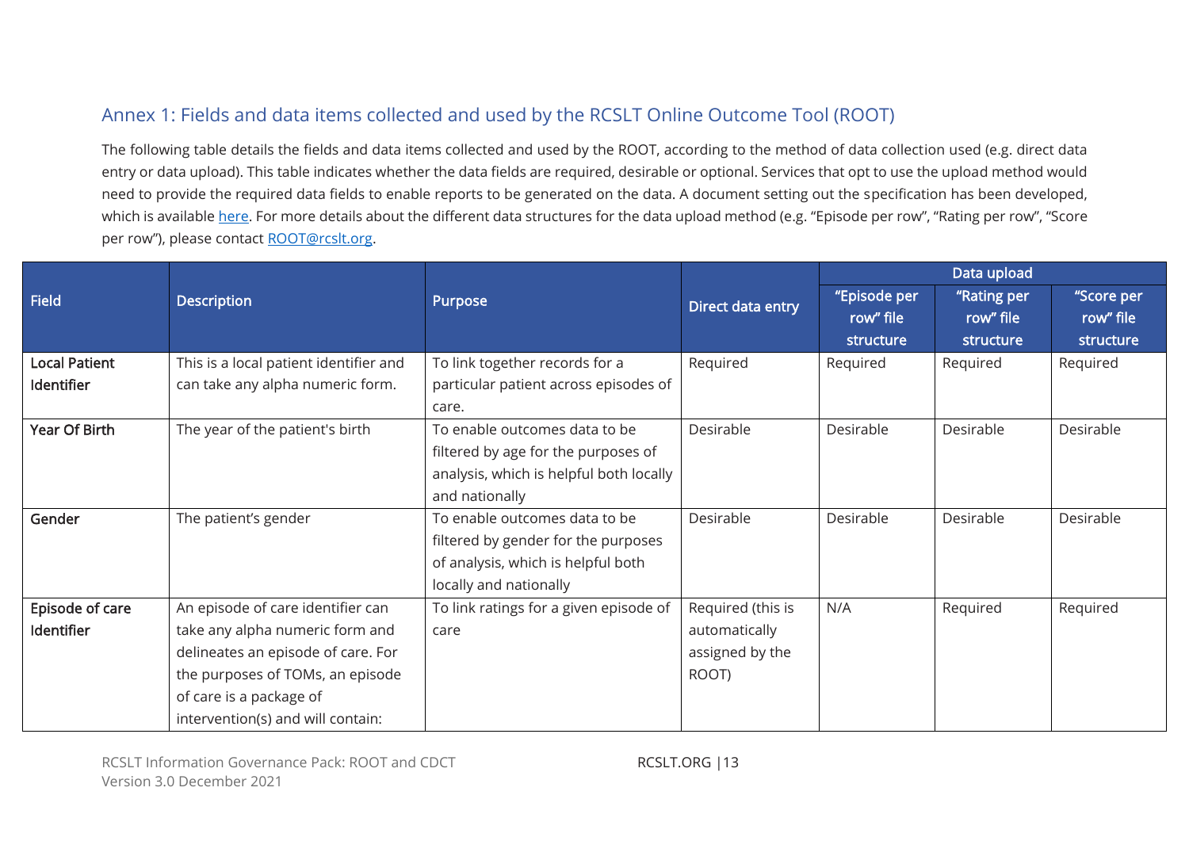## Annex 1: Fields and data items collected and used by the RCSLT Online Outcome Tool (ROOT)

The following table details the fields and data items collected and used by the ROOT, according to the method of data collection used (e.g. direct data entry or data upload). This table indicates whether the data fields are required, desirable or optional. Services that opt to use the upload method would need to provide the required data fields to enable reports to be generated on the data. A document setting out the specification has been developed, which is available here. For more details about the different data structures for the data upload method (e.g. "Episode per row", "Rating per row", "Score per row"), please contact ROOT@rcslt.org.

| Field | Description | Purpose | Direct data entry | Data upload | | |
|---|---|---|---|---|---|---|
| | | | | "Episode per row" file structure | "Rating per row" file structure | "Score per row" file structure |
| **Local Patient Identifier** | This is a local patient identifier and can take any alpha numeric form. | To link together records for a particular patient across episodes of care. | Required | Required | Required | Required |
| **Year Of Birth** | The year of the patient's birth | To enable outcomes data to be filtered by age for the purposes of analysis, which is helpful both locally and nationally | Desirable | Desirable | Desirable | Desirable |
| **Gender** | The patient's gender | To enable outcomes data to be filtered by gender for the purposes of analysis, which is helpful both locally and nationally | Desirable | Desirable | Desirable | Desirable |
| **Episode of care Identifier** | An episode of care identifier can take any alpha numeric form and delineates an episode of care. For the purposes of TOMs, an episode of care is a package of intervention(s) and will contain: | To link ratings for a given episode of care | Required (this is automatically assigned by the ROOT) | N/A | Required | Required |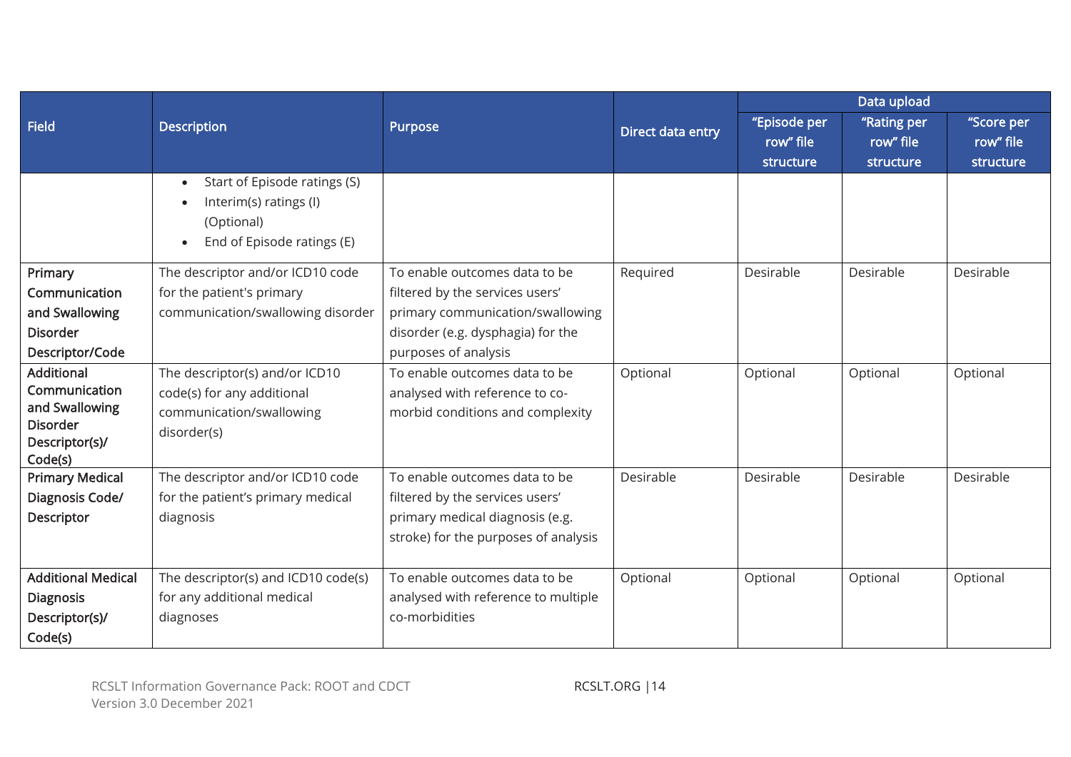| Field | Description | Purpose | Direct data entry | Data upload | | |
|---|---|---|---|---|---|---|
| | | | | "Episode per row" file structure | "Rating per row" file structure | "Score per row" file structure |
| | • Start of Episode ratings (S)<br>• Interim(s) ratings (I) (Optional)<br>• End of Episode ratings (E) | | | | | |
| **Primary Communication and Swallowing Disorder Descriptor/Code** | The descriptor and/or ICD10 code for the patient's primary communication/swallowing disorder | To enable outcomes data to be filtered by the services users' primary communication/swallowing disorder (e.g. dysphagia) for the purposes of analysis | Required | Desirable | Desirable | Desirable |
| **Additional Communication and Swallowing Disorder Descriptor(s)/ Code(s)** | The descriptor(s) and/or ICD10 code(s) for any additional communication/swallowing disorder(s) | To enable outcomes data to be analysed with reference to co-morbid conditions and complexity | Optional | Optional | Optional | Optional |
| **Primary Medical Diagnosis Code/ Descriptor** | The descriptor and/or ICD10 code for the patient's primary medical diagnosis | To enable outcomes data to be filtered by the services users' primary medical diagnosis (e.g. stroke) for the purposes of analysis | Desirable | Desirable | Desirable | Desirable |
| **Additional Medical Diagnosis Descriptor(s)/ Code(s)** | The descriptor(s) and ICD10 code(s) for any additional medical diagnoses | To enable outcomes data to be analysed with reference to multiple co-morbidities | Optional | Optional | Optional | Optional |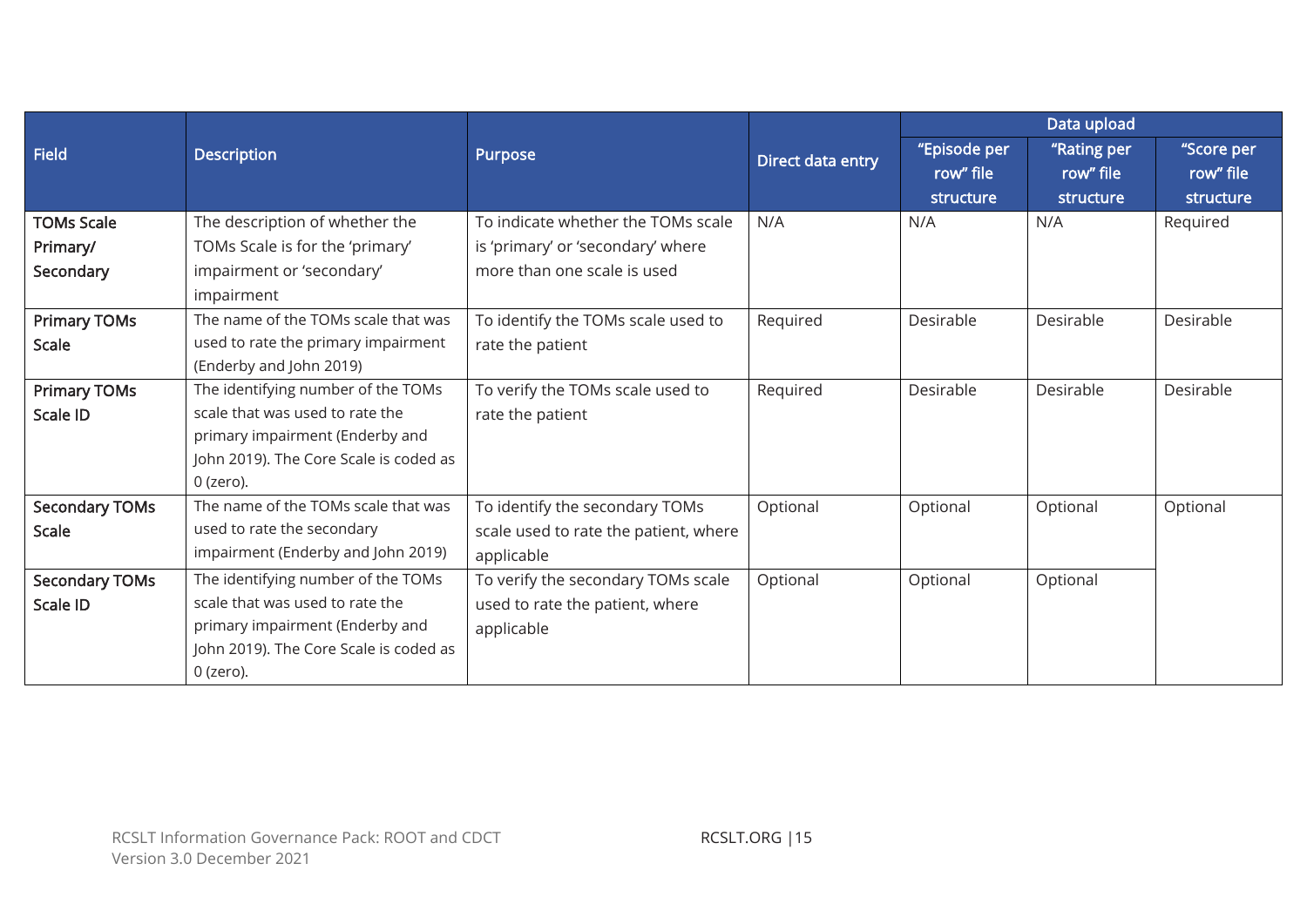| Field | Description | Purpose | Direct data entry | Data upload | | |
|---|---|---|---|---|---|---|
| | | | | "Episode per row" file structure | "Rating per row" file structure | "Score per row" file structure |
| **TOMs Scale Primary/ Secondary** | The description of whether the TOMs Scale is for the 'primary' impairment or 'secondary' impairment | To indicate whether the TOMs scale is 'primary' or 'secondary' where more than one scale is used | N/A | N/A | N/A | Required |
| **Primary TOMs Scale** | The name of the TOMs scale that was used to rate the primary impairment (Enderby and John 2019) | To identify the TOMs scale used to rate the patient | Required | Desirable | Desirable | Desirable |
| **Primary TOMs Scale ID** | The identifying number of the TOMs scale that was used to rate the primary impairment (Enderby and John 2019). The Core Scale is coded as 0 (zero). | To verify the TOMs scale used to rate the patient | Required | Desirable | Desirable | Desirable |
| **Secondary TOMs Scale** | The name of the TOMs scale that was used to rate the secondary impairment (Enderby and John 2019) | To identify the secondary TOMs scale used to rate the patient, where applicable | Optional | Optional | Optional | Optional |
| **Secondary TOMs Scale ID** | The identifying number of the TOMs scale that was used to rate the primary impairment (Enderby and John 2019). The Core Scale is coded as 0 (zero). | To verify the secondary TOMs scale used to rate the patient, where applicable | Optional | Optional | Optional | |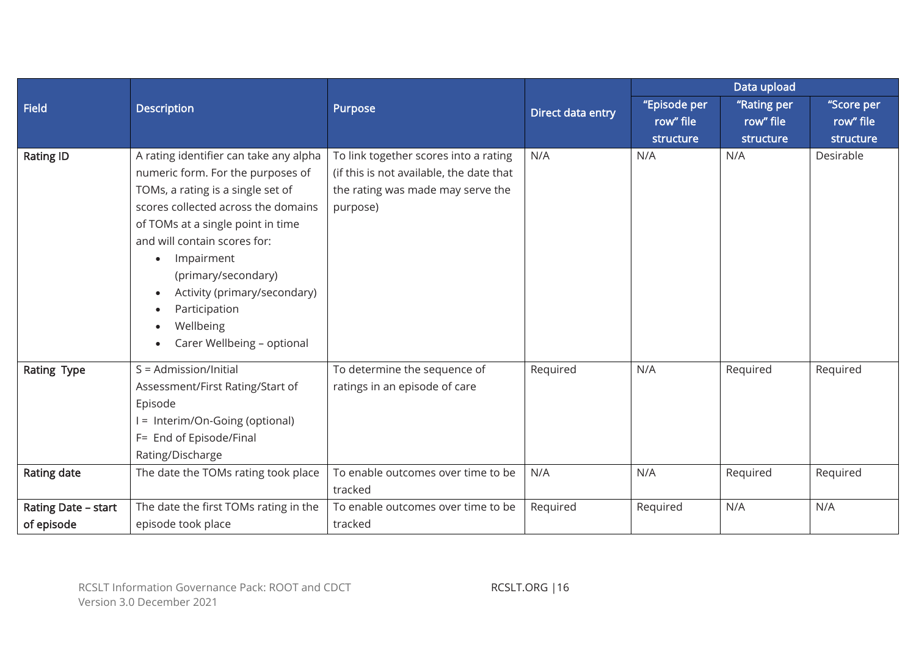| Field | Description | Purpose | Direct data entry | Data upload | | |
|---|---|---|---|---|---|---|
| | | | | "Episode per row" file structure | "Rating per row" file structure | "Score per row" file structure |
| **Rating ID** | A rating identifier can take any alpha numeric form. For the purposes of TOMs, a rating is a single set of scores collected across the domains of TOMs at a single point in time and will contain scores for: <br>• Impairment (primary/secondary)<br>• Activity (primary/secondary)<br>• Participation<br>• Wellbeing<br>• Carer Wellbeing – optional | To link together scores into a rating (if this is not available, the date that the rating was made may serve the purpose) | N/A | N/A | N/A | Desirable |
| **Rating Type** | S = Admission/Initial Assessment/First Rating/Start of Episode<br>I = Interim/On-Going (optional)<br>F= End of Episode/Final Rating/Discharge | To determine the sequence of ratings in an episode of care | Required | N/A | Required | Required |
| **Rating date** | The date the TOMs rating took place | To enable outcomes over time to be tracked | N/A | N/A | Required | Required |
| **Rating Date – start of episode** | The date the first TOMs rating in the episode took place | To enable outcomes over time to be tracked | Required | Required | N/A | N/A |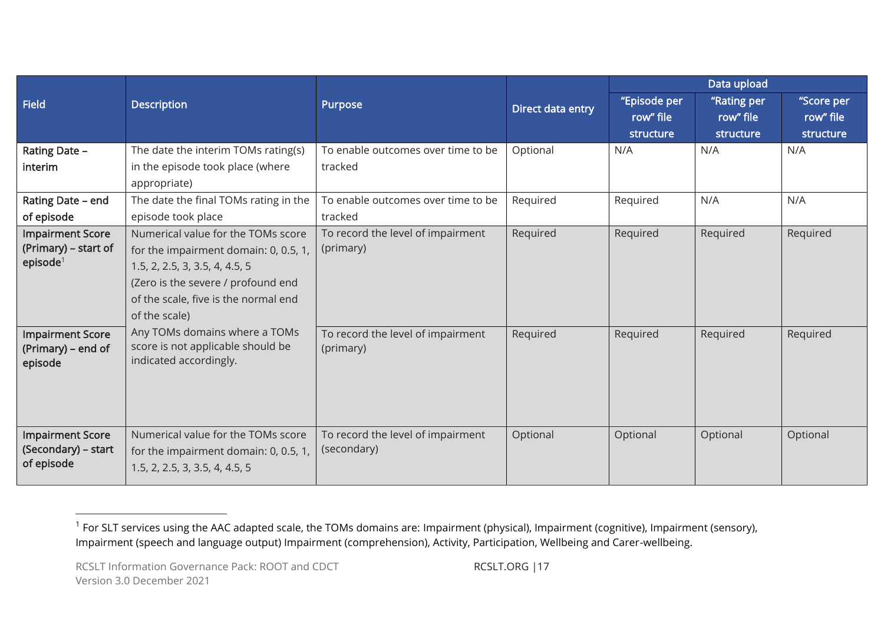| Field | Description | Purpose | Direct data entry | Data upload | | |
|---|---|---|---|---|---|---|
| | | | | "Episode per row" file structure | "Rating per row" file structure | "Score per row" file structure |
| **Rating Date – interim** | The date the interim TOMs rating(s) in the episode took place (where appropriate) | To enable outcomes over time to be tracked | Optional | N/A | N/A | N/A |
| **Rating Date – end of episode** | The date the final TOMs rating in the episode took place | To enable outcomes over time to be tracked | Required | Required | N/A | N/A |
| **Impairment Score (Primary) – start of episode**[1] | Numerical value for the TOMs score for the impairment domain: 0, 0.5, 1, 1.5, 2, 2.5, 3, 3.5, 4, 4.5, 5 (Zero is the severe / profound end of the scale, five is the normal end of the scale) Any TOMs domains where a TOMs score is not applicable should be indicated accordingly. | To record the level of impairment (primary) | Required | Required | Required | Required |
| **Impairment Score (Primary) – end of episode** | | To record the level of impairment (primary) | Required | Required | Required | Required |
| **Impairment Score (Secondary) – start of episode** | Numerical value for the TOMs score for the impairment domain: 0, 0.5, 1, 1.5, 2, 2.5, 3, 3.5, 4, 4.5, 5 | To record the level of impairment (secondary) | Optional | Optional | Optional | Optional |

[1] For SLT services using the AAC adapted scale, the TOMs domains are: Impairment (physical), Impairment (cognitive), Impairment (sensory), Impairment (speech and language output) Impairment (comprehension), Activity, Participation, Wellbeing and Carer-wellbeing.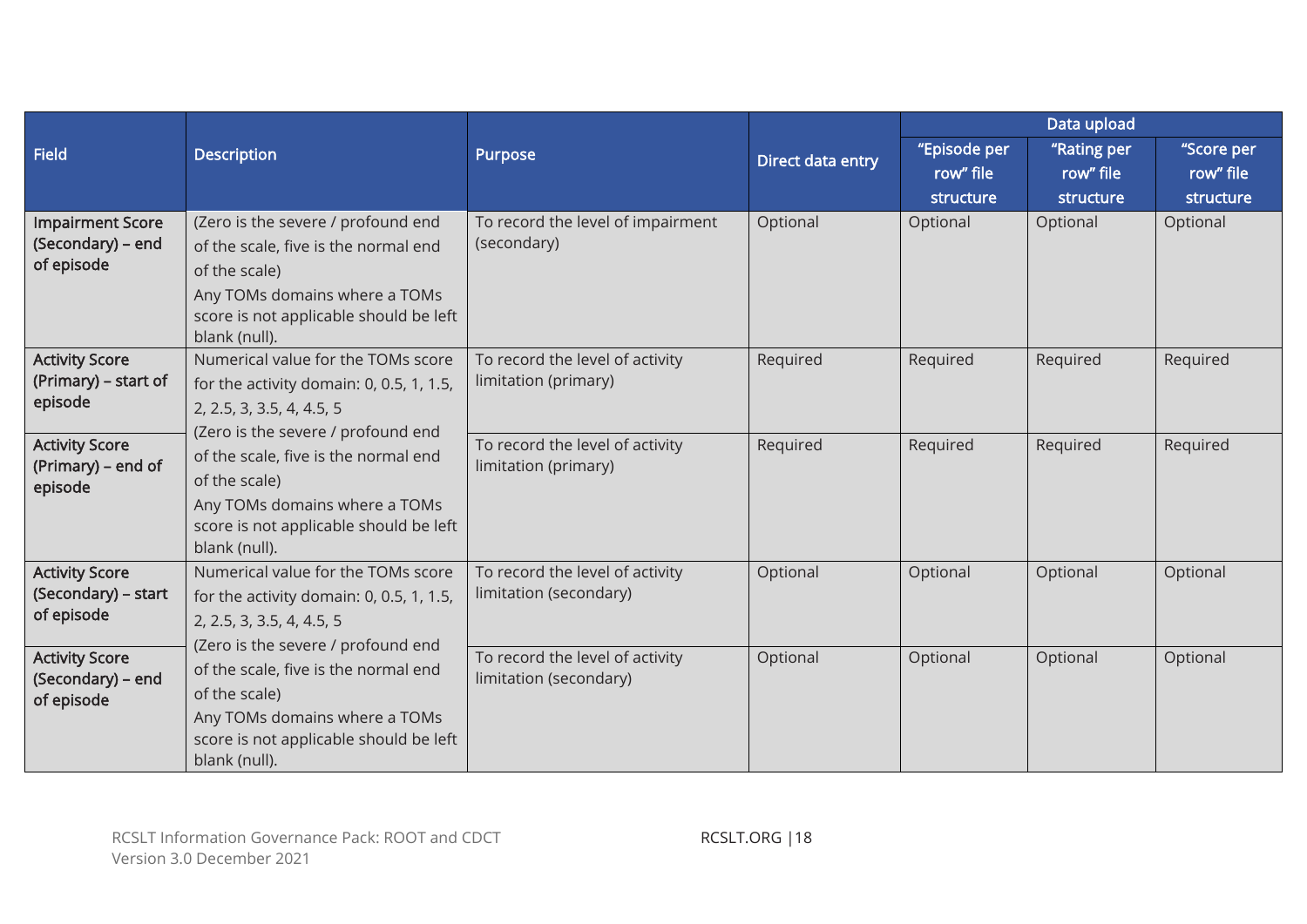| Field | Description | Purpose | Direct data entry | Data upload | | |
|---|---|---|---|---|---|---|
| | | | | "Episode per row" file structure | "Rating per row" file structure | "Score per row" file structure |
| **Impairment Score (Secondary) – end of episode** | (Zero is the severe / profound end of the scale, five is the normal end of the scale)<br>Any TOMs domains where a TOMs score is not applicable should be left blank (null). | To record the level of impairment (secondary) | Optional | Optional | Optional | Optional |
| **Activity Score (Primary) – start of episode** | Numerical value for the TOMs score for the activity domain: 0, 0.5, 1, 1.5, 2, 2.5, 3, 3.5, 4, 4.5, 5<br>(Zero is the severe / profound end of the scale, five is the normal end of the scale)<br>Any TOMs domains where a TOMs score is not applicable should be left blank (null). | To record the level of activity limitation (primary) | Required | Required | Required | Required |
| **Activity Score (Primary) – end of episode** | | To record the level of activity limitation (primary) | Required | Required | Required | Required |
| **Activity Score (Secondary) – start of episode** | Numerical value for the TOMs score for the activity domain: 0, 0.5, 1, 1.5, 2, 2.5, 3, 3.5, 4, 4.5, 5<br>(Zero is the severe / profound end of the scale, five is the normal end of the scale)<br>Any TOMs domains where a TOMs score is not applicable should be left blank (null). | To record the level of activity limitation (secondary) | Optional | Optional | Optional | Optional |
| **Activity Score (Secondary) – end of episode** | | To record the level of activity limitation (secondary) | Optional | Optional | Optional | Optional |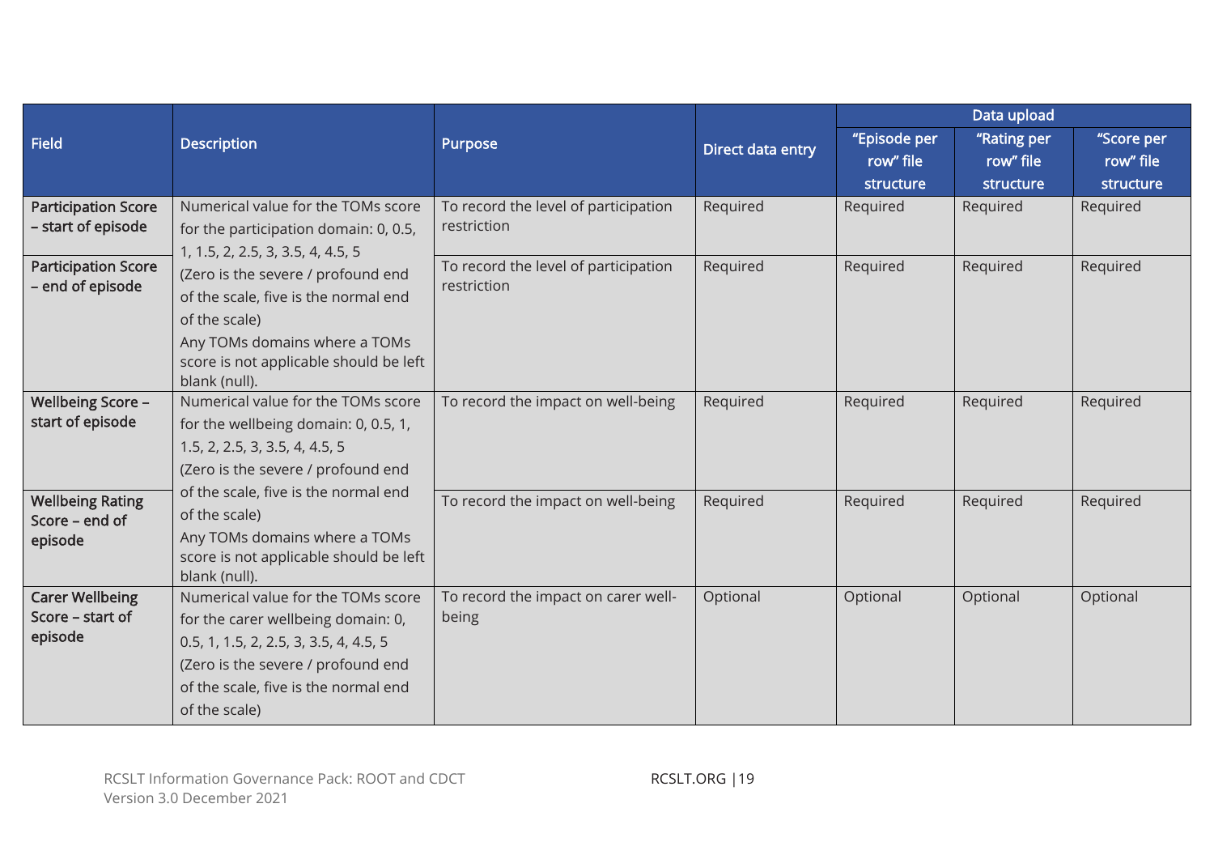| Field | Description | Purpose | Direct data entry | Data upload | | |
|---|---|---|---|---|---|---|
| | | | | "Episode per row" file structure | "Rating per row" file structure | "Score per row" file structure |
| **Participation Score – start of episode** | Numerical value for the TOMs score for the participation domain: 0, 0.5, 1, 1.5, 2, 2.5, 3, 3.5, 4, 4.5, 5 (Zero is the severe / profound end of the scale, five is the normal end of the scale) Any TOMs domains where a TOMs score is not applicable should be left blank (null). | To record the level of participation restriction | Required | Required | Required | Required |
| **Participation Score – end of episode** | | To record the level of participation restriction | Required | Required | Required | Required |
| **Wellbeing Score – start of episode** | Numerical value for the TOMs score for the wellbeing domain: 0, 0.5, 1, 1.5, 2, 2.5, 3, 3.5, 4, 4.5, 5 (Zero is the severe / profound end of the scale, five is the normal end of the scale) Any TOMs domains where a TOMs score is not applicable should be left blank (null). | To record the impact on well-being | Required | Required | Required | Required |
| **Wellbeing Rating Score – end of episode** | | To record the impact on well-being | Required | Required | Required | Required |
| **Carer Wellbeing Score – start of episode** | Numerical value for the TOMs score for the carer wellbeing domain: 0, 0.5, 1, 1.5, 2, 2.5, 3, 3.5, 4, 4.5, 5 (Zero is the severe / profound end of the scale, five is the normal end of the scale) | To record the impact on carer well-being | Optional | Optional | Optional | Optional |

RCSLT Information Governance Pack: ROOT and CDCT
Version 3.0 December 2021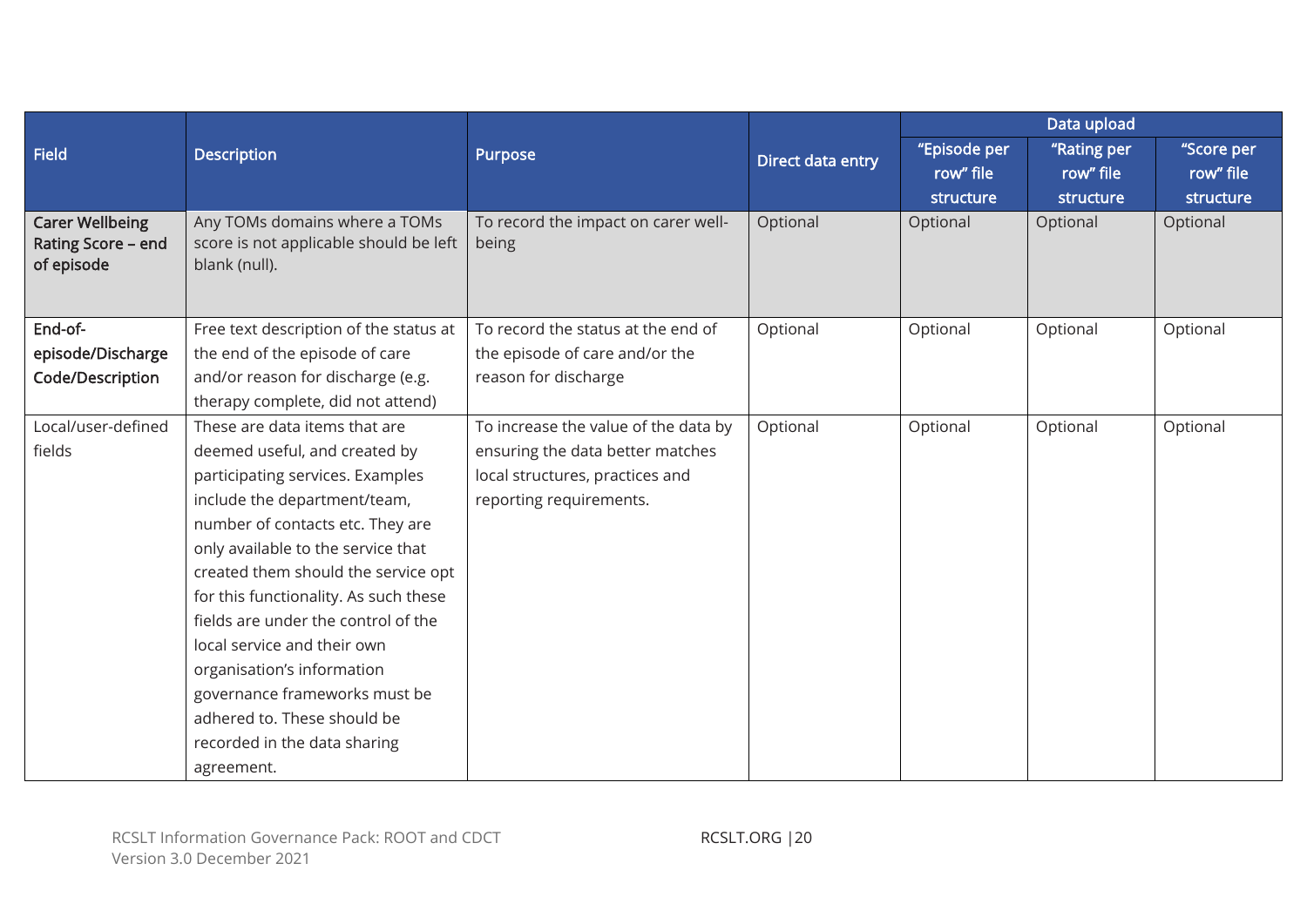| Field | Description | Purpose | Direct data entry | Data upload | | |
|---|---|---|---|---|---|---|
| | | | | "Episode per row" file structure | "Rating per row" file structure | "Score per row" file structure |
| **Carer Wellbeing Rating Score – end of episode** | Any TOMs domains where a TOMs score is not applicable should be left blank (null). | To record the impact on carer well-being | Optional | Optional | Optional | Optional |
| **End-of-episode/Discharge Code/Description** | Free text description of the status at the end of the episode of care and/or reason for discharge (e.g. therapy complete, did not attend) | To record the status at the end of the episode of care and/or the reason for discharge | Optional | Optional | Optional | Optional |
| Local/user-defined fields | These are data items that are deemed useful, and created by participating services. Examples include the department/team, number of contacts etc. They are only available to the service that created them should the service opt for this functionality. As such these fields are under the control of the local service and their own organisation's information governance frameworks must be adhered to. These should be recorded in the data sharing agreement. | To increase the value of the data by ensuring the data better matches local structures, practices and reporting requirements. | Optional | Optional | Optional | Optional |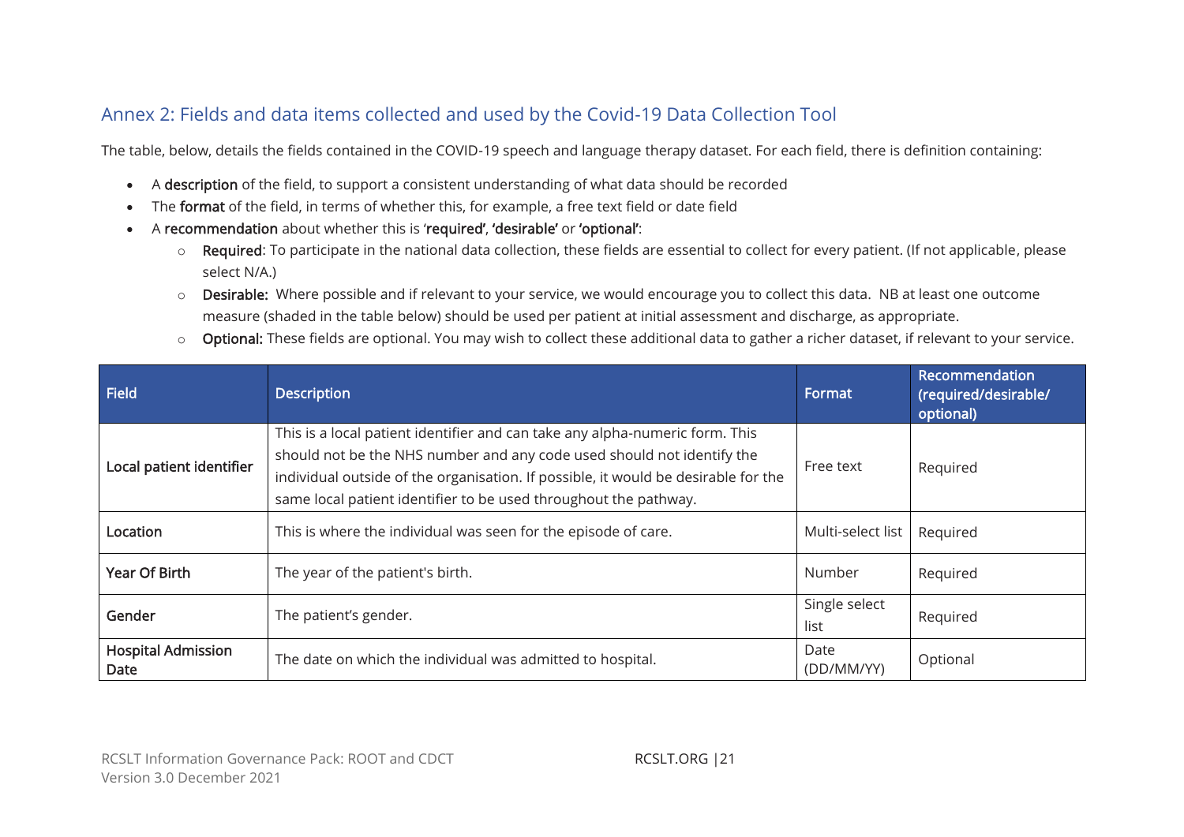## Annex 2: Fields and data items collected and used by the Covid-19 Data Collection Tool

The table, below, details the fields contained in the COVID-19 speech and language therapy dataset. For each field, there is definition containing:

- A **description** of the field, to support a consistent understanding of what data should be recorded
- The **format** of the field, in terms of whether this, for example, a free text field or date field
- A **recommendation** about whether this is '**required'**, **'desirable'** or **'optional'**:
  - **Required**: To participate in the national data collection, these fields are essential to collect for every patient. (If not applicable, please select N/A.)
  - **Desirable:** Where possible and if relevant to your service, we would encourage you to collect this data. NB at least one outcome measure (shaded in the table below) should be used per patient at initial assessment and discharge, as appropriate.
  - **Optional:** These fields are optional. You may wish to collect these additional data to gather a richer dataset, if relevant to your service.

| Field | Description | Format | Recommendation (required/desirable/ optional) |
|---|---|---|---|
| Local patient identifier | This is a local patient identifier and can take any alpha-numeric form. This should not be the NHS number and any code used should not identify the individual outside of the organisation. If possible, it would be desirable for the same local patient identifier to be used throughout the pathway. | Free text | Required |
| Location | This is where the individual was seen for the episode of care. | Multi-select list | Required |
| Year Of Birth | The year of the patient's birth. | Number | Required |
| Gender | The patient's gender. | Single select list | Required |
| Hospital Admission Date | The date on which the individual was admitted to hospital. | Date (DD/MM/YY) | Optional |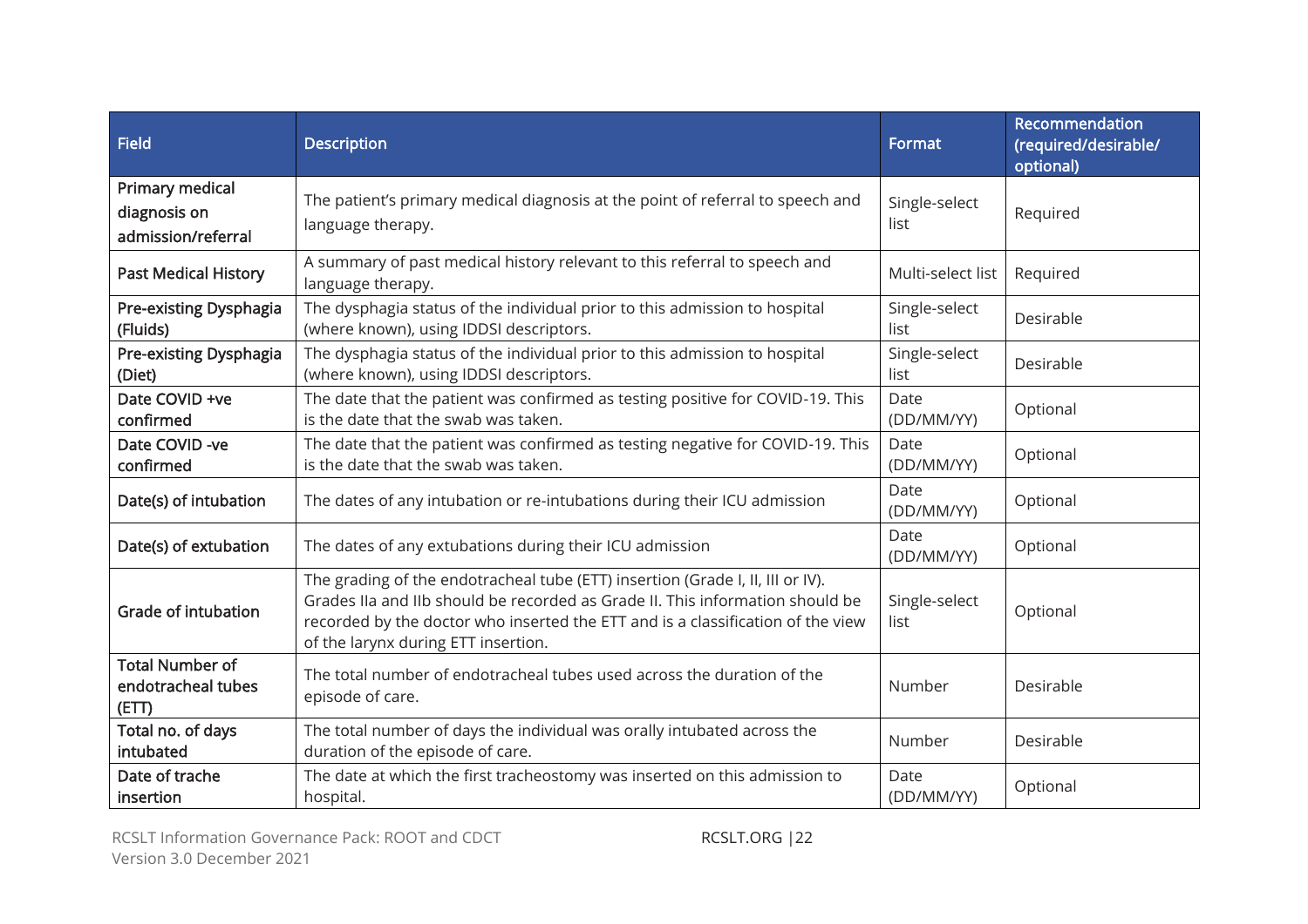| Field | Description | Format | Recommendation (required/desirable/ optional) |
|---|---|---|---|
| Primary medical diagnosis on admission/referral | The patient's primary medical diagnosis at the point of referral to speech and language therapy. | Single-select list | Required |
| Past Medical History | A summary of past medical history relevant to this referral to speech and language therapy. | Multi-select list | Required |
| Pre-existing Dysphagia (Fluids) | The dysphagia status of the individual prior to this admission to hospital (where known), using IDDSI descriptors. | Single-select list | Desirable |
| Pre-existing Dysphagia (Diet) | The dysphagia status of the individual prior to this admission to hospital (where known), using IDDSI descriptors. | Single-select list | Desirable |
| Date COVID +ve confirmed | The date that the patient was confirmed as testing positive for COVID-19. This is the date that the swab was taken. | Date (DD/MM/YY) | Optional |
| Date COVID -ve confirmed | The date that the patient was confirmed as testing negative for COVID-19. This is the date that the swab was taken. | Date (DD/MM/YY) | Optional |
| Date(s) of intubation | The dates of any intubation or re-intubations during their ICU admission | Date (DD/MM/YY) | Optional |
| Date(s) of extubation | The dates of any extubations during their ICU admission | Date (DD/MM/YY) | Optional |
| Grade of intubation | The grading of the endotracheal tube (ETT) insertion (Grade I, II, III or IV). Grades IIa and IIb should be recorded as Grade II. This information should be recorded by the doctor who inserted the ETT and is a classification of the view of the larynx during ETT insertion. | Single-select list | Optional |
| Total Number of endotracheal tubes (ETT) | The total number of endotracheal tubes used across the duration of the episode of care. | Number | Desirable |
| Total no. of days intubated | The total number of days the individual was orally intubated across the duration of the episode of care. | Number | Desirable |
| Date of trache insertion | The date at which the first tracheostomy was inserted on this admission to hospital. | Date (DD/MM/YY) | Optional |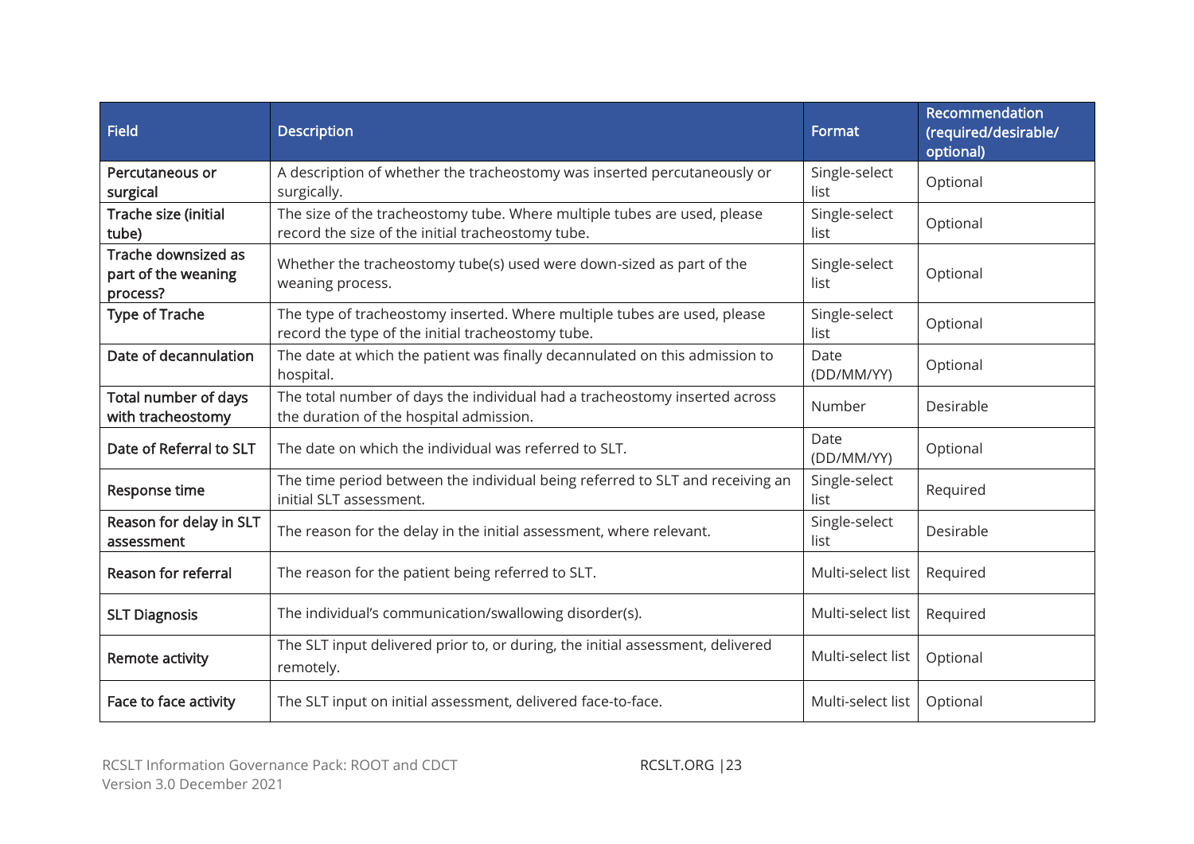| Field | Description | Format | Recommendation (required/desirable/ optional) |
| --- | --- | --- | --- |
| Percutaneous or surgical | A description of whether the tracheostomy was inserted percutaneously or surgically. | Single-select list | Optional |
| Trache size (initial tube) | The size of the tracheostomy tube. Where multiple tubes are used, please record the size of the initial tracheostomy tube. | Single-select list | Optional |
| Trache downsized as part of the weaning process? | Whether the tracheostomy tube(s) used were down-sized as part of the weaning process. | Single-select list | Optional |
| Type of Trache | The type of tracheostomy inserted. Where multiple tubes are used, please record the type of the initial tracheostomy tube. | Single-select list | Optional |
| Date of decannulation | The date at which the patient was finally decannulated on this admission to hospital. | Date (DD/MM/YY) | Optional |
| Total number of days with tracheostomy | The total number of days the individual had a tracheostomy inserted across the duration of the hospital admission. | Number | Desirable |
| Date of Referral to SLT | The date on which the individual was referred to SLT. | Date (DD/MM/YY) | Optional |
| Response time | The time period between the individual being referred to SLT and receiving an initial SLT assessment. | Single-select list | Required |
| Reason for delay in SLT assessment | The reason for the delay in the initial assessment, where relevant. | Single-select list | Desirable |
| Reason for referral | The reason for the patient being referred to SLT. | Multi-select list | Required |
| SLT Diagnosis | The individual's communication/swallowing disorder(s). | Multi-select list | Required |
| Remote activity | The SLT input delivered prior to, or during, the initial assessment, delivered remotely. | Multi-select list | Optional |
| Face to face activity | The SLT input on initial assessment, delivered face-to-face. | Multi-select list | Optional |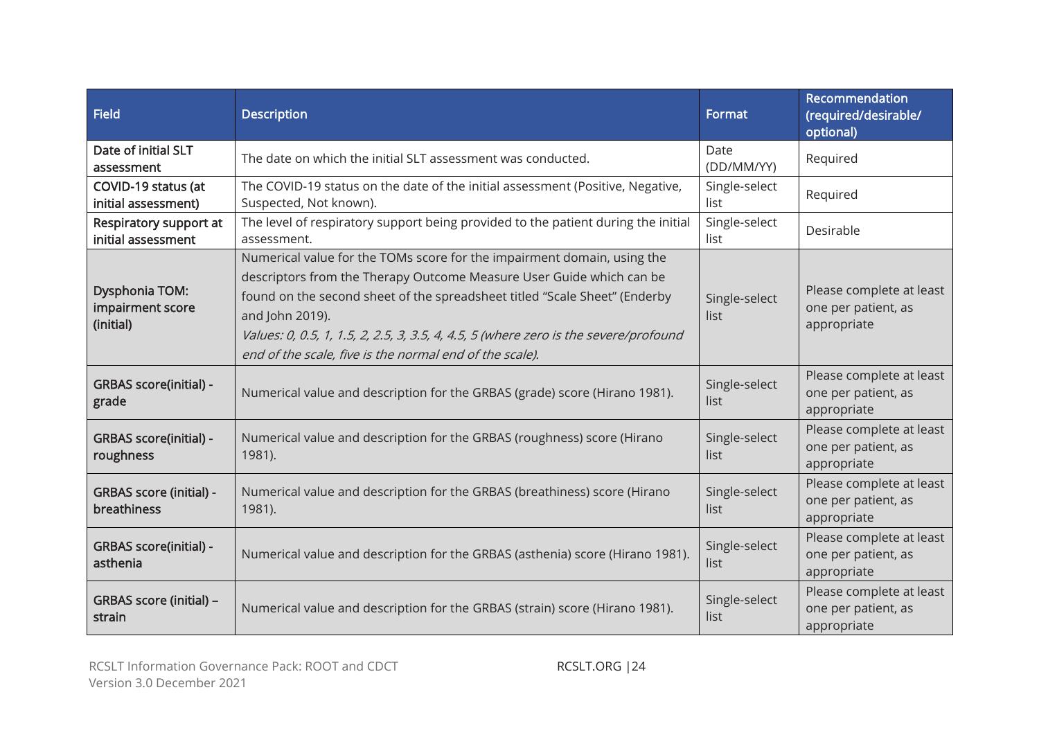| Field | Description | Format | Recommendation (required/desirable/ optional) |
|---|---|---|---|
| **Date of initial SLT assessment** | The date on which the initial SLT assessment was conducted. | Date (DD/MM/YY) | Required |
| **COVID-19 status (at initial assessment)** | The COVID-19 status on the date of the initial assessment (Positive, Negative, Suspected, Not known). | Single-select list | Required |
| **Respiratory support at initial assessment** | The level of respiratory support being provided to the patient during the initial assessment. | Single-select list | Desirable |
| **Dysphonia TOM: impairment score (initial)** | Numerical value for the TOMs score for the impairment domain, using the descriptors from the Therapy Outcome Measure User Guide which can be found on the second sheet of the spreadsheet titled "Scale Sheet" (Enderby and John 2019). *Values: 0, 0.5, 1, 1.5, 2, 2.5, 3, 3.5, 4, 4.5, 5 (where zero is the severe/profound end of the scale, five is the normal end of the scale).* | Single-select list | Please complete at least one per patient, as appropriate |
| **GRBAS score(initial) - grade** | Numerical value and description for the GRBAS (grade) score (Hirano 1981). | Single-select list | Please complete at least one per patient, as appropriate |
| **GRBAS score(initial) - roughness** | Numerical value and description for the GRBAS (roughness) score (Hirano 1981). | Single-select list | Please complete at least one per patient, as appropriate |
| **GRBAS score (initial) - breathiness** | Numerical value and description for the GRBAS (breathiness) score (Hirano 1981). | Single-select list | Please complete at least one per patient, as appropriate |
| **GRBAS score(initial) - asthenia** | Numerical value and description for the GRBAS (asthenia) score (Hirano 1981). | Single-select list | Please complete at least one per patient, as appropriate |
| **GRBAS score (initial) – strain** | Numerical value and description for the GRBAS (strain) score (Hirano 1981). | Single-select list | Please complete at least one per patient, as appropriate |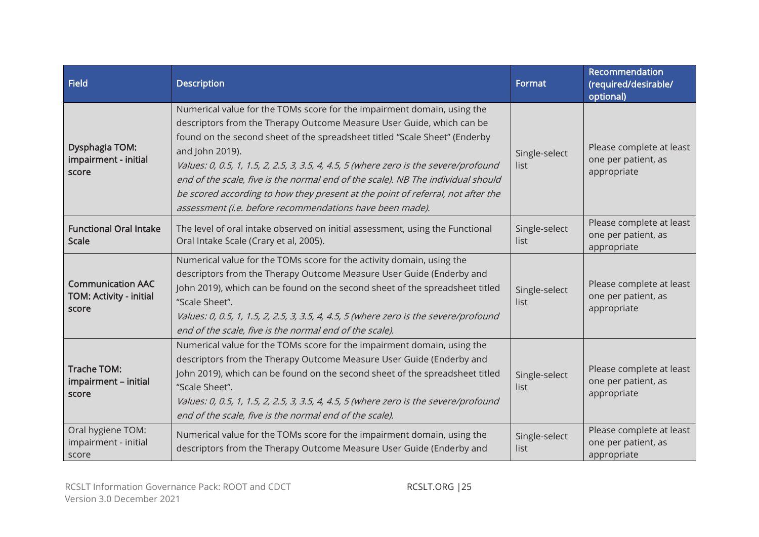| Field | Description | Format | Recommendation (required/desirable/ optional) |
|---|---|---|---|
| **Dysphagia TOM: impairment - initial score** | Numerical value for the TOMs score for the impairment domain, using the descriptors from the Therapy Outcome Measure User Guide, which can be found on the second sheet of the spreadsheet titled "Scale Sheet" (Enderby and John 2019). *Values: 0, 0.5, 1, 1.5, 2, 2.5, 3, 3.5, 4, 4.5, 5 (where zero is the severe/profound end of the scale, five is the normal end of the scale). NB The individual should be scored according to how they present at the point of referral, not after the assessment (i.e. before recommendations have been made).* | Single-select list | Please complete at least one per patient, as appropriate |
| **Functional Oral Intake Scale** | The level of oral intake observed on initial assessment, using the Functional Oral Intake Scale (Crary et al, 2005). | Single-select list | Please complete at least one per patient, as appropriate |
| **Communication AAC TOM: Activity - initial score** | Numerical value for the TOMs score for the activity domain, using the descriptors from the Therapy Outcome Measure User Guide (Enderby and John 2019), which can be found on the second sheet of the spreadsheet titled "Scale Sheet". *Values: 0, 0.5, 1, 1.5, 2, 2.5, 3, 3.5, 4, 4.5, 5 (where zero is the severe/profound end of the scale, five is the normal end of the scale).* | Single-select list | Please complete at least one per patient, as appropriate |
| **Trache TOM: impairment – initial score** | Numerical value for the TOMs score for the impairment domain, using the descriptors from the Therapy Outcome Measure User Guide (Enderby and John 2019), which can be found on the second sheet of the spreadsheet titled "Scale Sheet". *Values: 0, 0.5, 1, 1.5, 2, 2.5, 3, 3.5, 4, 4.5, 5 (where zero is the severe/profound end of the scale, five is the normal end of the scale).* | Single-select list | Please complete at least one per patient, as appropriate |
| Oral hygiene TOM: impairment - initial score | Numerical value for the TOMs score for the impairment domain, using the descriptors from the Therapy Outcome Measure User Guide (Enderby and | Single-select list | Please complete at least one per patient, as appropriate |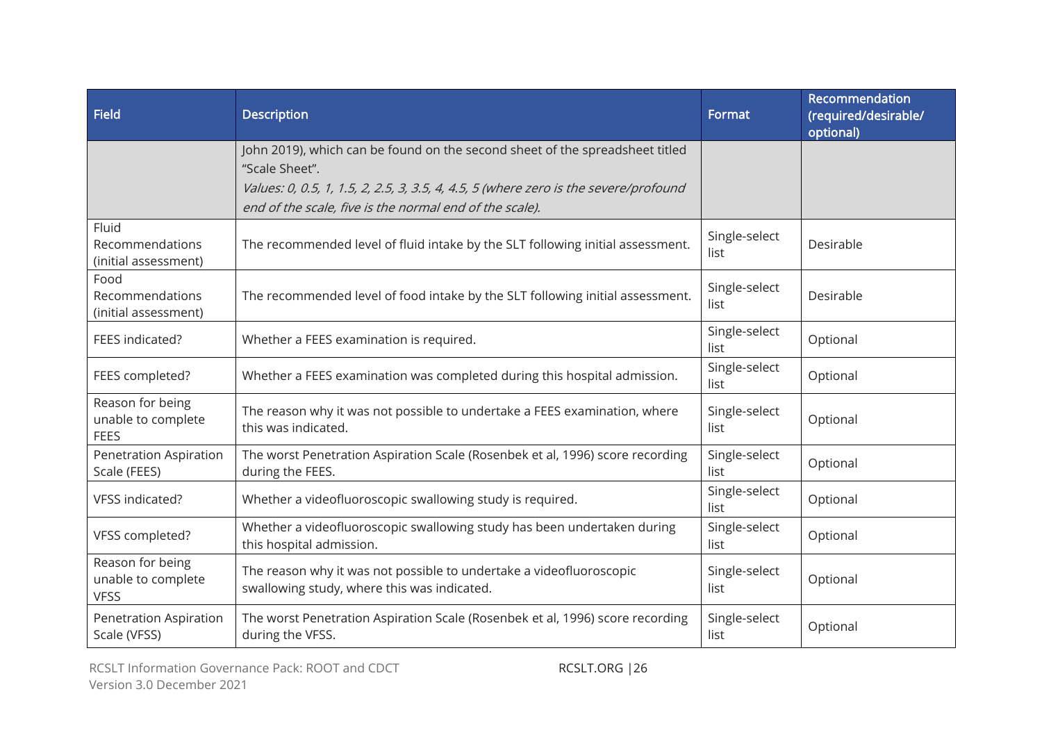| Field | Description | Format | Recommendation (required/desirable/ optional) |
|---|---|---|---|
| | John 2019), which can be found on the second sheet of the spreadsheet titled "Scale Sheet".<br>*Values: 0, 0.5, 1, 1.5, 2, 2.5, 3, 3.5, 4, 4.5, 5 (where zero is the severe/profound end of the scale, five is the normal end of the scale).* | | |
| Fluid Recommendations (initial assessment) | The recommended level of fluid intake by the SLT following initial assessment. | Single-select list | Desirable |
| Food Recommendations (initial assessment) | The recommended level of food intake by the SLT following initial assessment. | Single-select list | Desirable |
| FEES indicated? | Whether a FEES examination is required. | Single-select list | Optional |
| FEES completed? | Whether a FEES examination was completed during this hospital admission. | Single-select list | Optional |
| Reason for being unable to complete FEES | The reason why it was not possible to undertake a FEES examination, where this was indicated. | Single-select list | Optional |
| Penetration Aspiration Scale (FEES) | The worst Penetration Aspiration Scale (Rosenbek et al, 1996) score recording during the FEES. | Single-select list | Optional |
| VFSS indicated? | Whether a videofluoroscopic swallowing study is required. | Single-select list | Optional |
| VFSS completed? | Whether a videofluoroscopic swallowing study has been undertaken during this hospital admission. | Single-select list | Optional |
| Reason for being unable to complete VFSS | The reason why it was not possible to undertake a videofluoroscopic swallowing study, where this was indicated. | Single-select list | Optional |
| Penetration Aspiration Scale (VFSS) | The worst Penetration Aspiration Scale (Rosenbek et al, 1996) score recording during the VFSS. | Single-select list | Optional |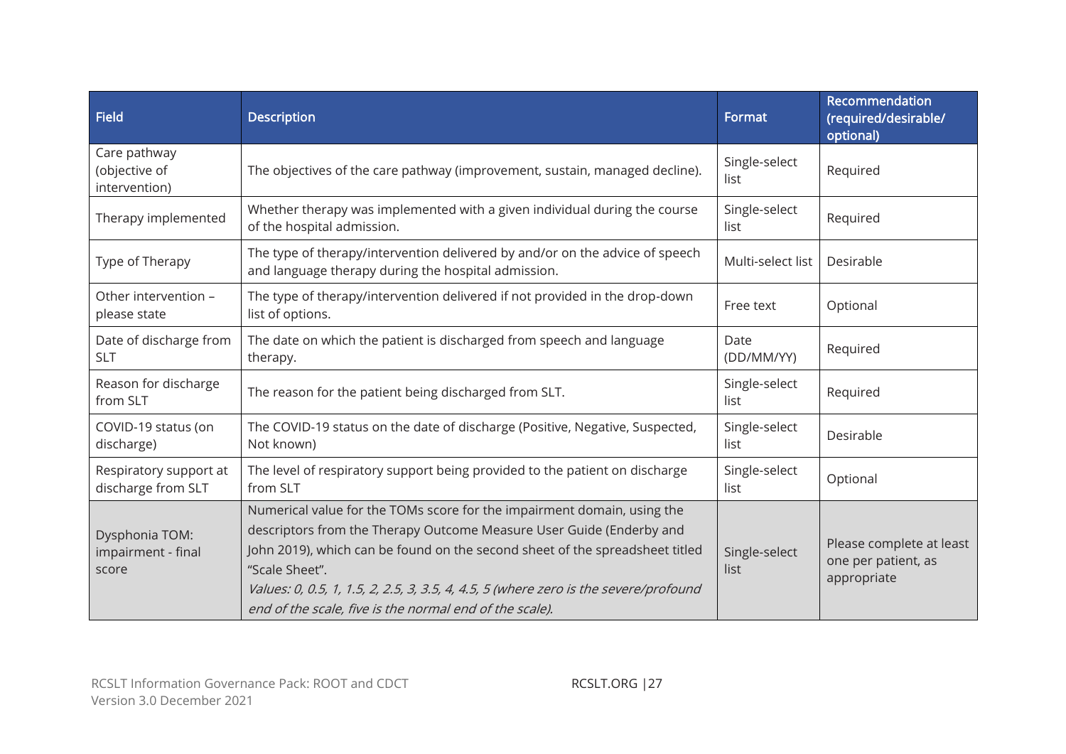| Field | Description | Format | Recommendation (required/desirable/ optional) |
| --- | --- | --- | --- |
| Care pathway (objective of intervention) | The objectives of the care pathway (improvement, sustain, managed decline). | Single-select list | Required |
| Therapy implemented | Whether therapy was implemented with a given individual during the course of the hospital admission. | Single-select list | Required |
| Type of Therapy | The type of therapy/intervention delivered by and/or on the advice of speech and language therapy during the hospital admission. | Multi-select list | Desirable |
| Other intervention – please state | The type of therapy/intervention delivered if not provided in the drop-down list of options. | Free text | Optional |
| Date of discharge from SLT | The date on which the patient is discharged from speech and language therapy. | Date (DD/MM/YY) | Required |
| Reason for discharge from SLT | The reason for the patient being discharged from SLT. | Single-select list | Required |
| COVID-19 status (on discharge) | The COVID-19 status on the date of discharge (Positive, Negative, Suspected, Not known) | Single-select list | Desirable |
| Respiratory support at discharge from SLT | The level of respiratory support being provided to the patient on discharge from SLT | Single-select list | Optional |
| Dysphonia TOM: impairment - final score | Numerical value for the TOMs score for the impairment domain, using the descriptors from the Therapy Outcome Measure User Guide (Enderby and John 2019), which can be found on the second sheet of the spreadsheet titled "Scale Sheet". *Values: 0, 0.5, 1, 1.5, 2, 2.5, 3, 3.5, 4, 4.5, 5 (where zero is the severe/profound end of the scale, five is the normal end of the scale).* | Single-select list | Please complete at least one per patient, as appropriate |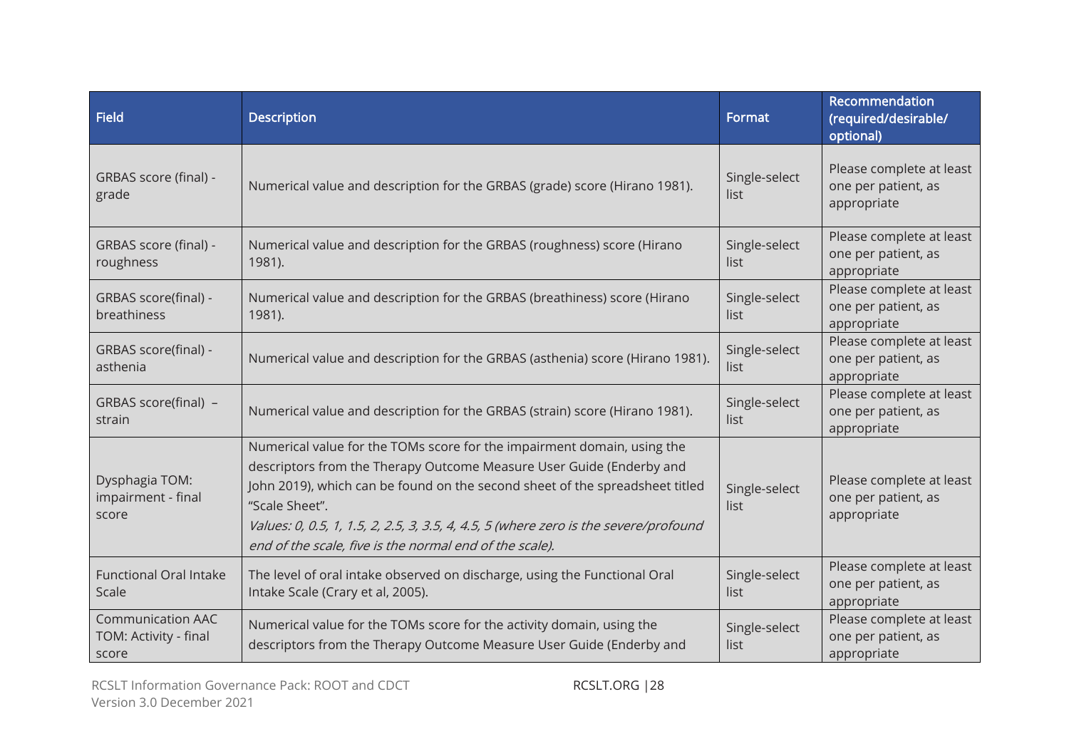| Field | Description | Format | Recommendation (required/desirable/ optional) |
|---|---|---|---|
| GRBAS score (final) - grade | Numerical value and description for the GRBAS (grade) score (Hirano 1981). | Single-select list | Please complete at least one per patient, as appropriate |
| GRBAS score (final) - roughness | Numerical value and description for the GRBAS (roughness) score (Hirano 1981). | Single-select list | Please complete at least one per patient, as appropriate |
| GRBAS score(final) - breathiness | Numerical value and description for the GRBAS (breathiness) score (Hirano 1981). | Single-select list | Please complete at least one per patient, as appropriate |
| GRBAS score(final) - asthenia | Numerical value and description for the GRBAS (asthenia) score (Hirano 1981). | Single-select list | Please complete at least one per patient, as appropriate |
| GRBAS score(final) – strain | Numerical value and description for the GRBAS (strain) score (Hirano 1981). | Single-select list | Please complete at least one per patient, as appropriate |
| Dysphagia TOM: impairment - final score | Numerical value for the TOMs score for the impairment domain, using the descriptors from the Therapy Outcome Measure User Guide (Enderby and John 2019), which can be found on the second sheet of the spreadsheet titled "Scale Sheet". *Values: 0, 0.5, 1, 1.5, 2, 2.5, 3, 3.5, 4, 4.5, 5 (where zero is the severe/profound end of the scale, five is the normal end of the scale).* | Single-select list | Please complete at least one per patient, as appropriate |
| Functional Oral Intake Scale | The level of oral intake observed on discharge, using the Functional Oral Intake Scale (Crary et al, 2005). | Single-select list | Please complete at least one per patient, as appropriate |
| Communication AAC TOM: Activity - final score | Numerical value for the TOMs score for the activity domain, using the descriptors from the Therapy Outcome Measure User Guide (Enderby and | Single-select list | Please complete at least one per patient, as appropriate |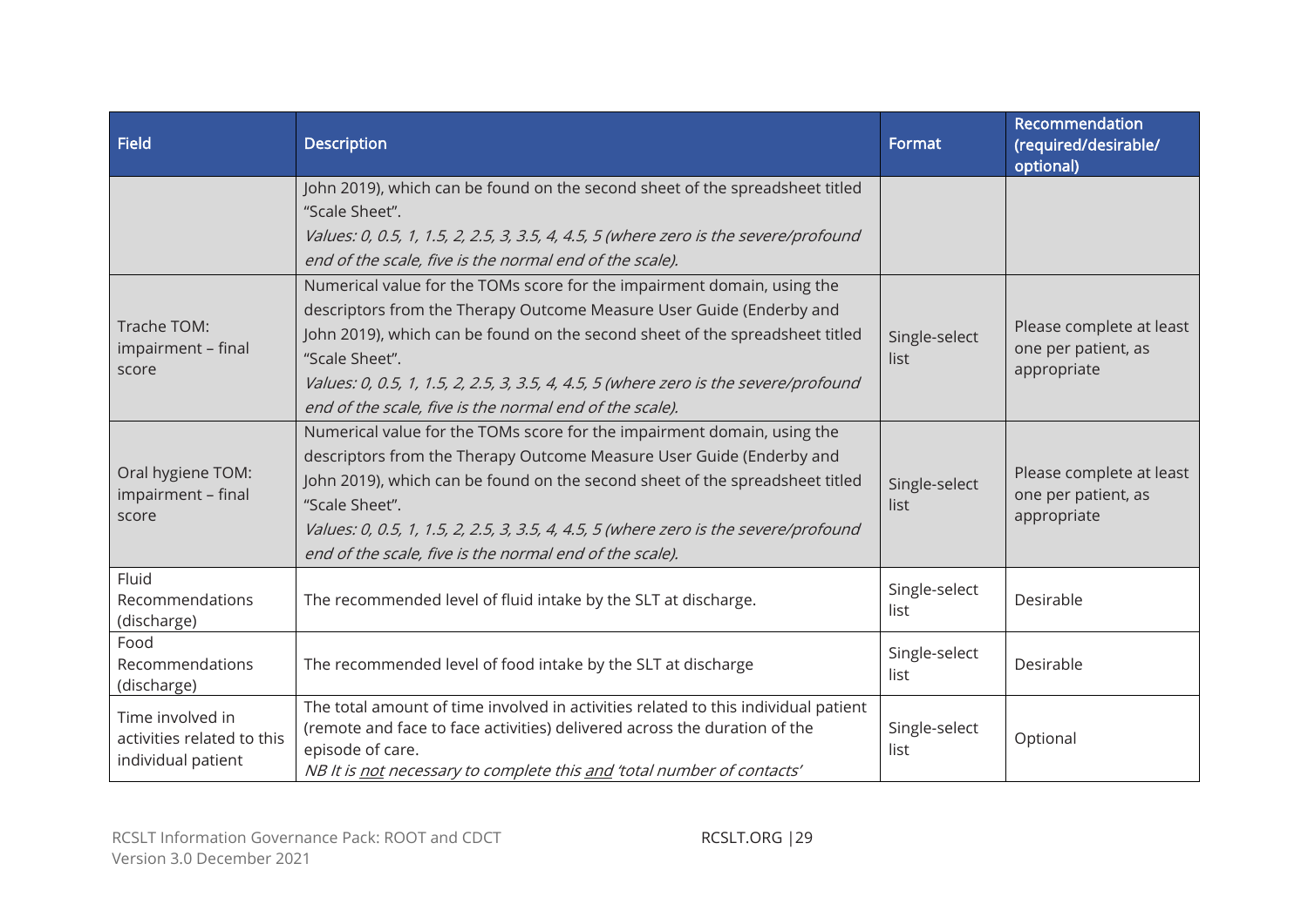| Field | Description | Format | Recommendation (required/desirable/ optional) |
|---|---|---|---|
| | John 2019), which can be found on the second sheet of the spreadsheet titled “Scale Sheet”. *Values: 0, 0.5, 1, 1.5, 2, 2.5, 3, 3.5, 4, 4.5, 5 (where zero is the severe/profound end of the scale, five is the normal end of the scale).* | | |
| Trache TOM: impairment – final score | Numerical value for the TOMs score for the impairment domain, using the descriptors from the Therapy Outcome Measure User Guide (Enderby and John 2019), which can be found on the second sheet of the spreadsheet titled “Scale Sheet”. *Values: 0, 0.5, 1, 1.5, 2, 2.5, 3, 3.5, 4, 4.5, 5 (where zero is the severe/profound end of the scale, five is the normal end of the scale).* | Single-select list | Please complete at least one per patient, as appropriate |
| Oral hygiene TOM: impairment – final score | Numerical value for the TOMs score for the impairment domain, using the descriptors from the Therapy Outcome Measure User Guide (Enderby and John 2019), which can be found on the second sheet of the spreadsheet titled “Scale Sheet”. *Values: 0, 0.5, 1, 1.5, 2, 2.5, 3, 3.5, 4, 4.5, 5 (where zero is the severe/profound end of the scale, five is the normal end of the scale).* | Single-select list | Please complete at least one per patient, as appropriate |
| Fluid Recommendations (discharge) | The recommended level of fluid intake by the SLT at discharge. | Single-select list | Desirable |
| Food Recommendations (discharge) | The recommended level of food intake by the SLT at discharge | Single-select list | Desirable |
| Time involved in activities related to this individual patient | The total amount of time involved in activities related to this individual patient (remote and face to face activities) delivered across the duration of the episode of care. *NB It is not necessary to complete this and 'total number of contacts'* | Single-select list | Optional |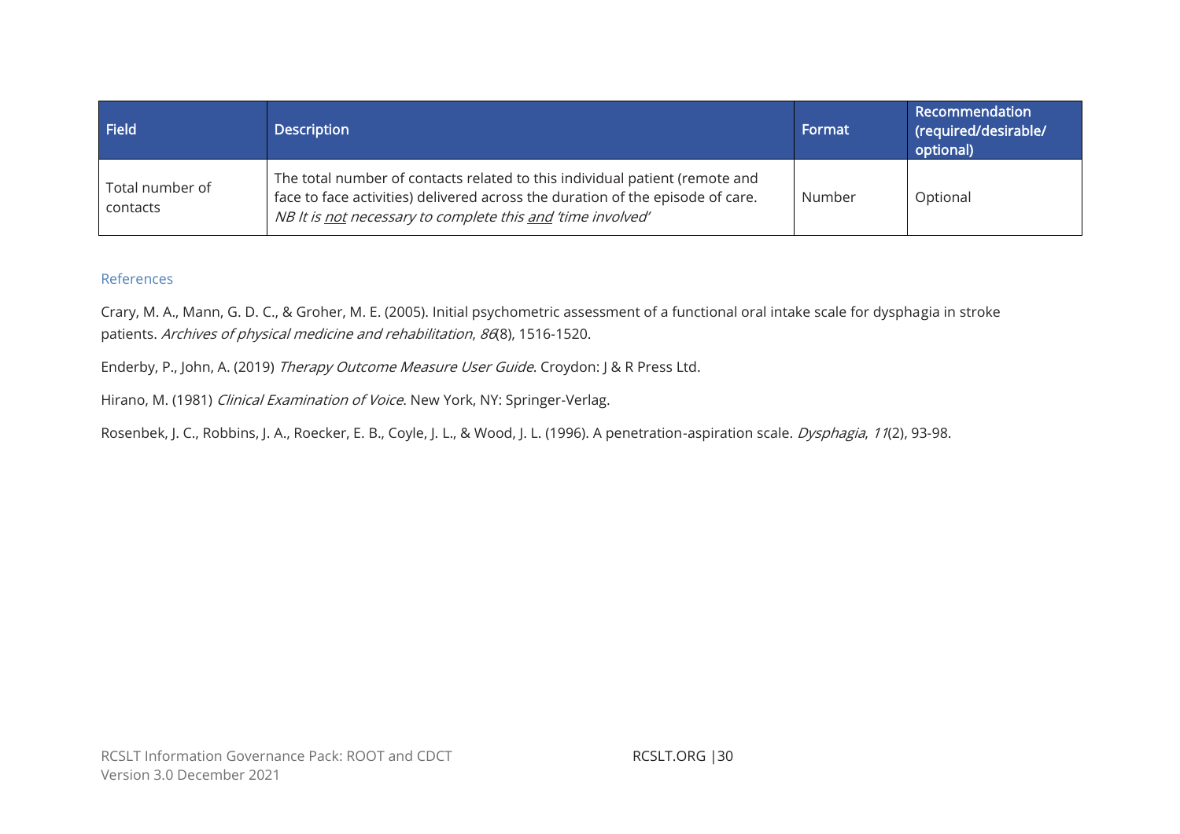| Field | Description | Format | Recommendation (required/desirable/ optional) |
|---|---|---|---|
| Total number of contacts | The total number of contacts related to this individual patient (remote and face to face activities) delivered across the duration of the episode of care. *NB It is <u>not</u> necessary to complete this <u>and</u> 'time involved'* | Number | Optional |

## References

Crary, M. A., Mann, G. D. C., & Groher, M. E. (2005). Initial psychometric assessment of a functional oral intake scale for dysphagia in stroke patients. *Archives of physical medicine and rehabilitation*, *86*(8), 1516-1520.

Enderby, P., John, A. (2019) *Therapy Outcome Measure User Guide*. Croydon: J & R Press Ltd.

Hirano, M. (1981) *Clinical Examination of Voice*. New York, NY: Springer-Verlag.

Rosenbek, J. C., Robbins, J. A., Roecker, E. B., Coyle, J. L., & Wood, J. L. (1996). A penetration-aspiration scale. *Dysphagia*, *11*(2), 93-98.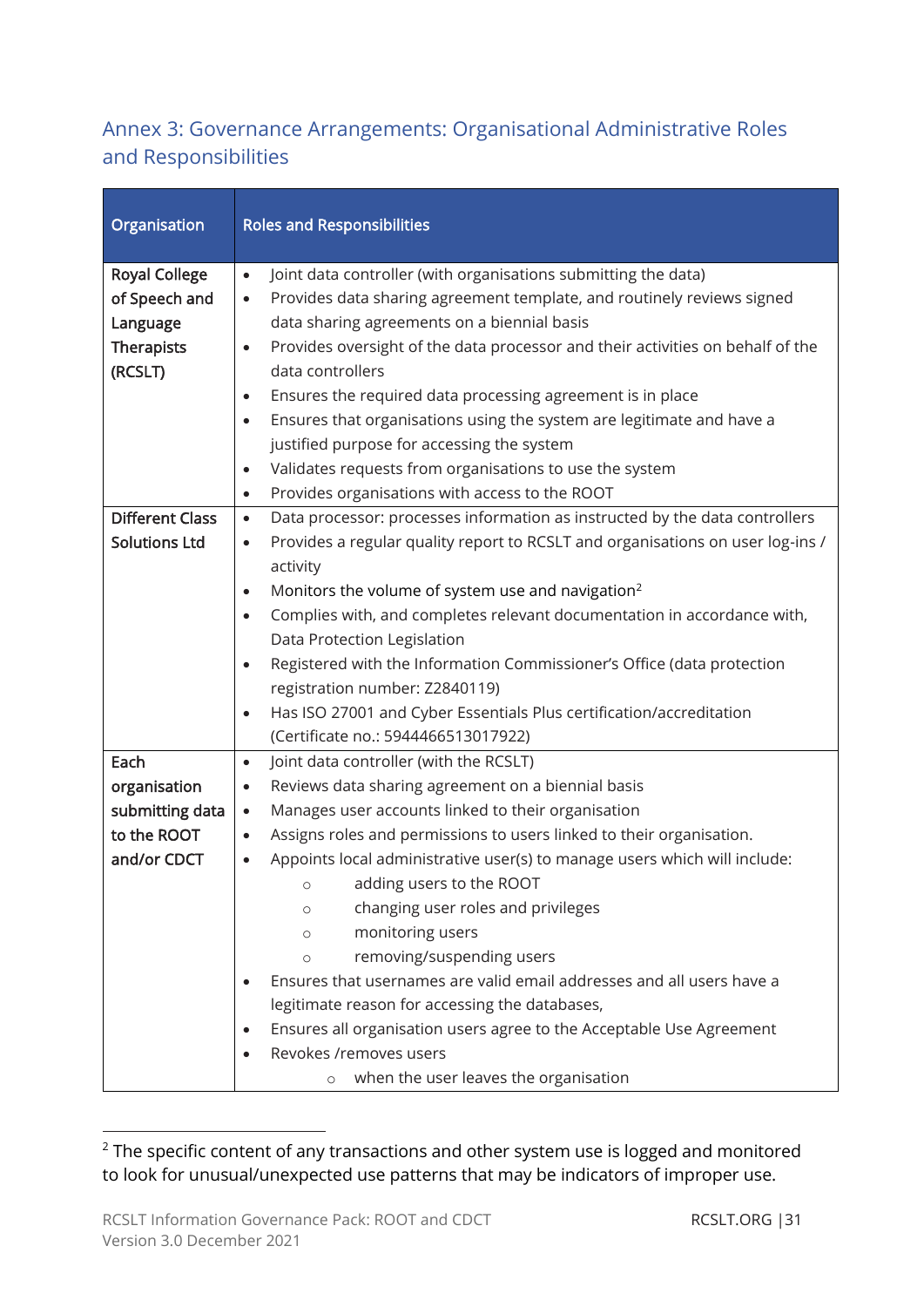## Annex 3: Governance Arrangements: Organisational Administrative Roles and Responsibilities

| Organisation | Roles and Responsibilities |
| --- | --- |
| Royal College of Speech and Language Therapists (RCSLT) | • Joint data controller (with organisations submitting the data)<br>• Provides data sharing agreement template, and routinely reviews signed data sharing agreements on a biennial basis<br>• Provides oversight of the data processor and their activities on behalf of the data controllers<br>• Ensures the required data processing agreement is in place<br>• Ensures that organisations using the system are legitimate and have a justified purpose for accessing the system<br>• Validates requests from organisations to use the system<br>• Provides organisations with access to the ROOT |
| Different Class Solutions Ltd | • Data processor: processes information as instructed by the data controllers<br>• Provides a regular quality report to RCSLT and organisations on user log-ins / activity<br>• Monitors the volume of system use and navigation[2]<br>• Complies with, and completes relevant documentation in accordance with, Data Protection Legislation<br>• Registered with the Information Commissioner's Office (data protection registration number: Z2840119)<br>• Has ISO 27001 and Cyber Essentials Plus certification/accreditation (Certificate no.: 5944466513017922) |
| Each organisation submitting data to the ROOT and/or CDCT | • Joint data controller (with the RCSLT)<br>• Reviews data sharing agreement on a biennial basis<br>• Manages user accounts linked to their organisation<br>• Assigns roles and permissions to users linked to their organisation.<br>• Appoints local administrative user(s) to manage users which will include:<br>&nbsp;&nbsp;&nbsp;&nbsp;○ adding users to the ROOT<br>&nbsp;&nbsp;&nbsp;&nbsp;○ changing user roles and privileges<br>&nbsp;&nbsp;&nbsp;&nbsp;○ monitoring users<br>&nbsp;&nbsp;&nbsp;&nbsp;○ removing/suspending users<br>• Ensures that usernames are valid email addresses and all users have a legitimate reason for accessing the databases,<br>• Ensures all organisation users agree to the Acceptable Use Agreement<br>• Revokes /removes users<br>&nbsp;&nbsp;&nbsp;&nbsp;○ when the user leaves the organisation |

[2] The specific content of any transactions and other system use is logged and monitored to look for unusual/unexpected use patterns that may be indicators of improper use.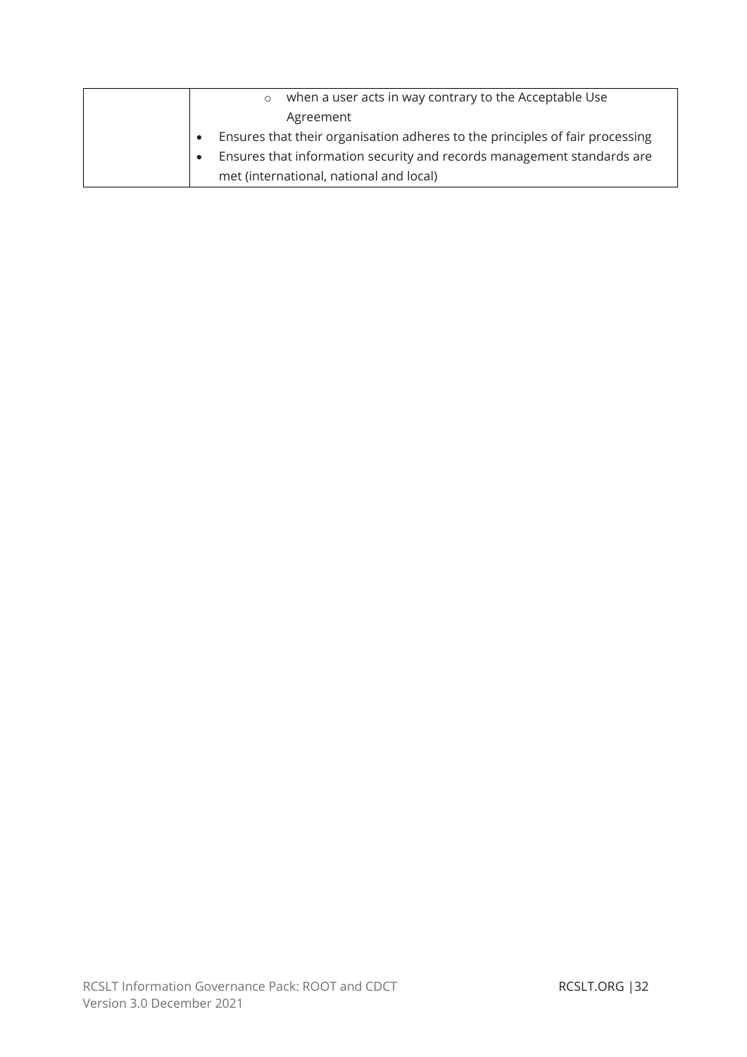| | |
|---|---|
| | ◦ when a user acts in way contrary to the Acceptable Use Agreement<br>• Ensures that their organisation adheres to the principles of fair processing<br>• Ensures that information security and records management standards are met (international, national and local) |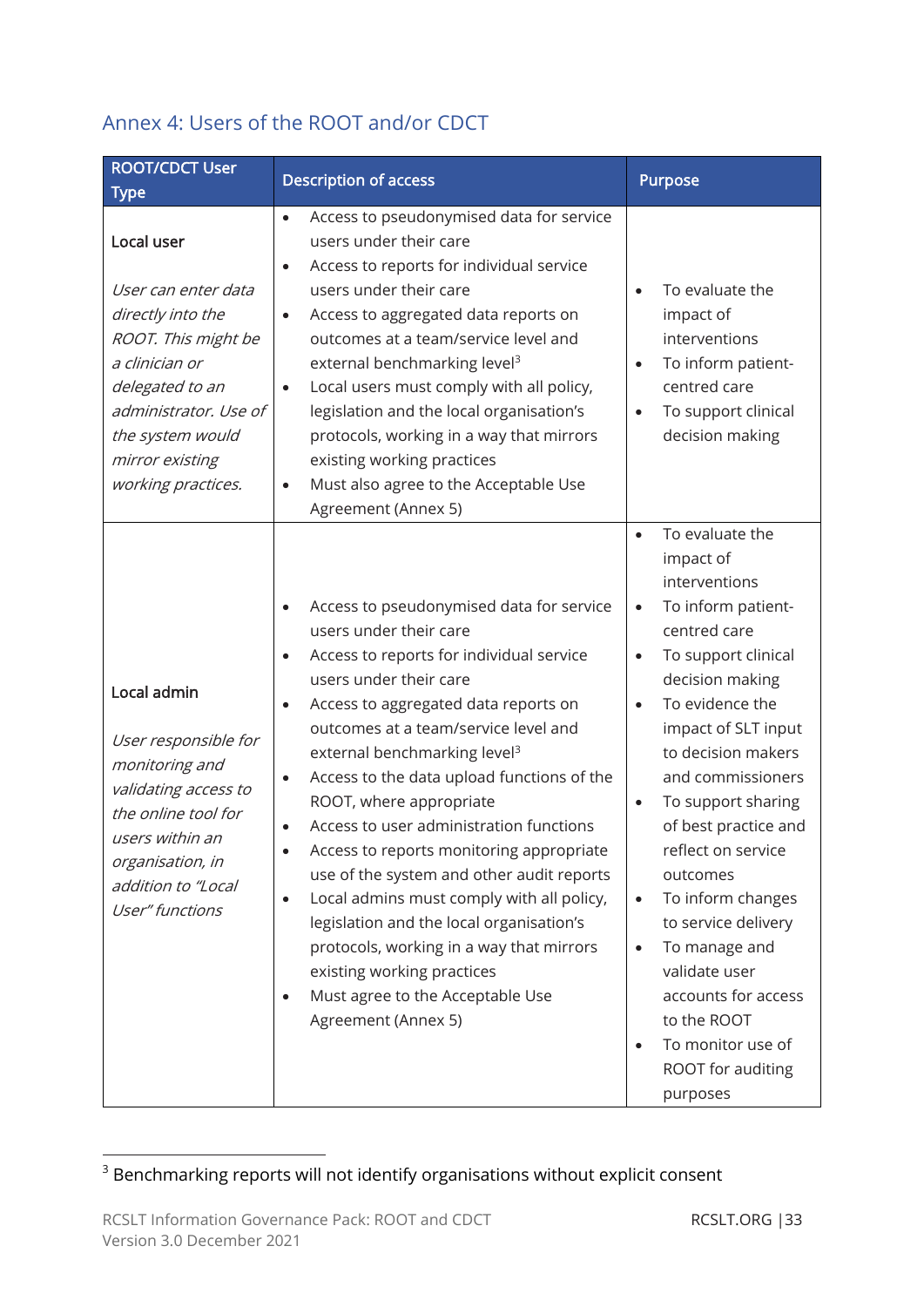## Annex 4: Users of the ROOT and/or CDCT

| ROOT/CDCT User Type | Description of access | Purpose |
|---|---|---|
| **Local user**<br><br>*User can enter data directly into the ROOT. This might be a clinician or delegated to an administrator. Use of the system would mirror existing working practices.* | • Access to pseudonymised data for service users under their care<br>• Access to reports for individual service users under their care<br>• Access to aggregated data reports on outcomes at a team/service level and external benchmarking level[3]<br>• Local users must comply with all policy, legislation and the local organisation's protocols, working in a way that mirrors existing working practices<br>• Must also agree to the Acceptable Use Agreement (Annex 5) | • To evaluate the impact of interventions<br>• To inform patient-centred care<br>• To support clinical decision making |
| **Local admin**<br><br>*User responsible for monitoring and validating access to the online tool for users within an organisation, in addition to "Local User" functions* | • Access to pseudonymised data for service users under their care<br>• Access to reports for individual service users under their care<br>• Access to aggregated data reports on outcomes at a team/service level and external benchmarking level[3]<br>• Access to the data upload functions of the ROOT, where appropriate<br>• Access to user administration functions<br>• Access to reports monitoring appropriate use of the system and other audit reports<br>• Local admins must comply with all policy, legislation and the local organisation's protocols, working in a way that mirrors existing working practices<br>• Must agree to the Acceptable Use Agreement (Annex 5) | • To evaluate the impact of interventions<br>• To inform patient-centred care<br>• To support clinical decision making<br>• To evidence the impact of SLT input to decision makers and commissioners<br>• To support sharing of best practice and reflect on service outcomes<br>• To inform changes to service delivery<br>• To manage and validate user accounts for access to the ROOT<br>• To monitor use of ROOT for auditing purposes |

[3] Benchmarking reports will not identify organisations without explicit consent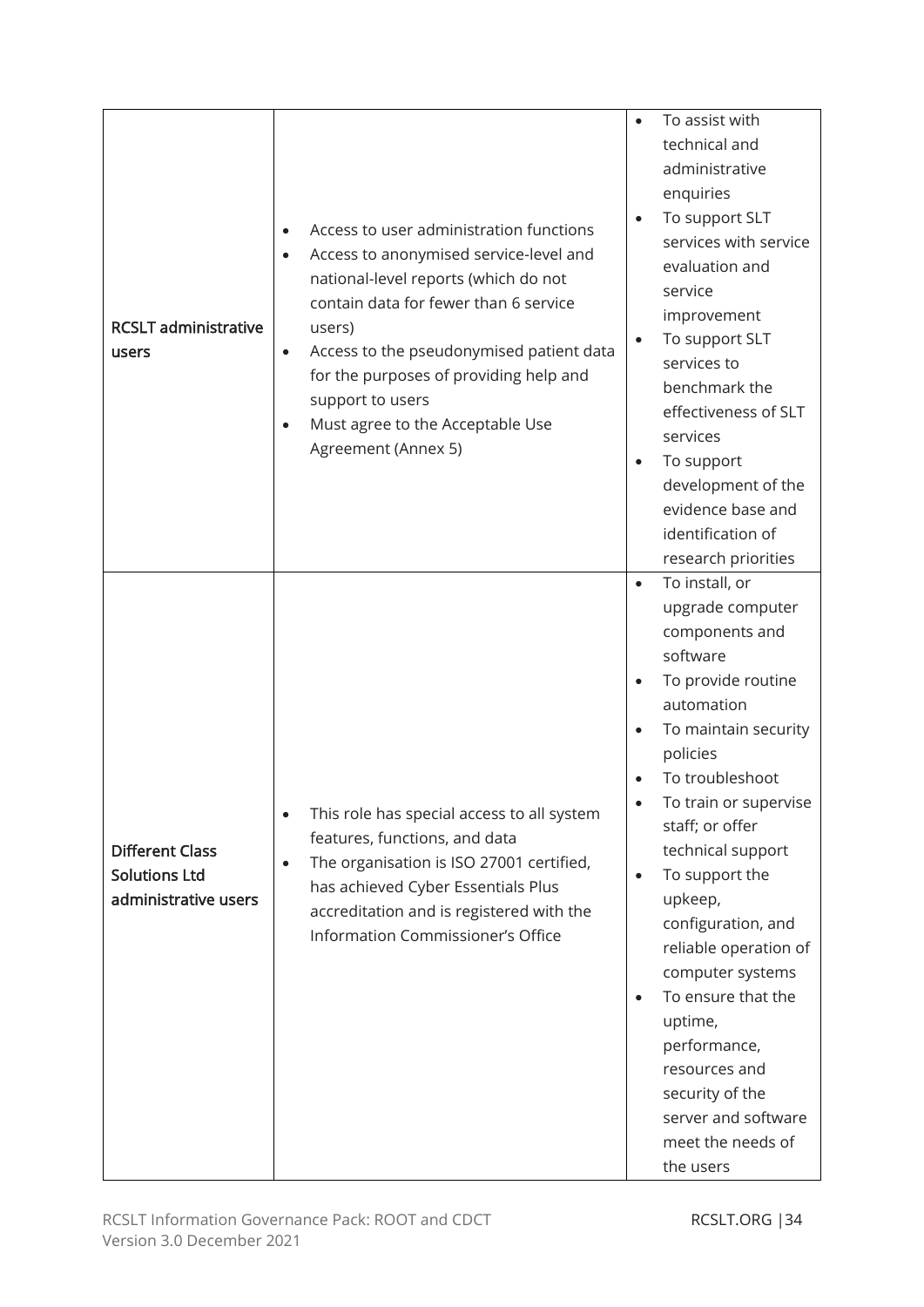| | | |
|---|---|---|
| **RCSLT administrative users** | • Access to user administration functions<br>• Access to anonymised service-level and national-level reports (which do not contain data for fewer than 6 service users)<br>• Access to the pseudonymised patient data for the purposes of providing help and support to users<br>• Must agree to the Acceptable Use Agreement (Annex 5) | • To assist with technical and administrative enquiries<br>• To support SLT services with service evaluation and service improvement<br>• To support SLT services to benchmark the effectiveness of SLT services<br>• To support development of the evidence base and identification of research priorities |
| **Different Class Solutions Ltd administrative users** | • This role has special access to all system features, functions, and data<br>• The organisation is ISO 27001 certified, has achieved Cyber Essentials Plus accreditation and is registered with the Information Commissioner's Office | • To install, or upgrade computer components and software<br>• To provide routine automation<br>• To maintain security policies<br>• To troubleshoot<br>• To train or supervise staff; or offer technical support<br>• To support the upkeep, configuration, and reliable operation of computer systems<br>• To ensure that the uptime, performance, resources and security of the server and software meet the needs of the users |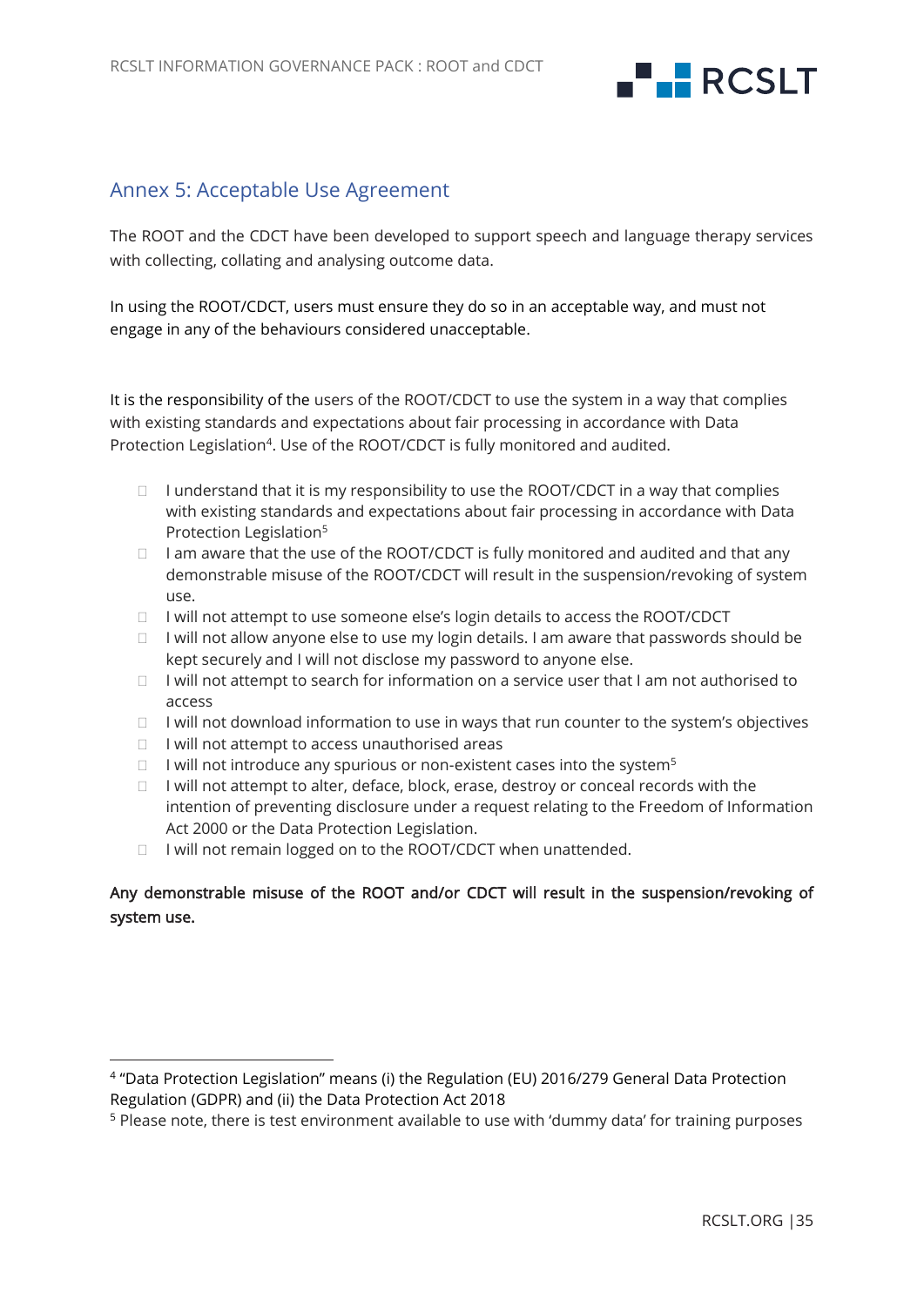## Annex 5: Acceptable Use Agreement

The ROOT and the CDCT have been developed to support speech and language therapy services with collecting, collating and analysing outcome data.

In using the ROOT/CDCT, users must ensure they do so in an acceptable way, and must not engage in any of the behaviours considered unacceptable.

It is the responsibility of the users of the ROOT/CDCT to use the system in a way that complies with existing standards and expectations about fair processing in accordance with Data Protection Legislation[4]. Use of the ROOT/CDCT is fully monitored and audited.

- I understand that it is my responsibility to use the ROOT/CDCT in a way that complies with existing standards and expectations about fair processing in accordance with Data Protection Legislation[5]
- I am aware that the use of the ROOT/CDCT is fully monitored and audited and that any demonstrable misuse of the ROOT/CDCT will result in the suspension/revoking of system use.
- I will not attempt to use someone else's login details to access the ROOT/CDCT
- I will not allow anyone else to use my login details. I am aware that passwords should be kept securely and I will not disclose my password to anyone else.
- I will not attempt to search for information on a service user that I am not authorised to access
- I will not download information to use in ways that run counter to the system's objectives
- I will not attempt to access unauthorised areas
- I will not introduce any spurious or non-existent cases into the system[5]
- I will not attempt to alter, deface, block, erase, destroy or conceal records with the intention of preventing disclosure under a request relating to the Freedom of Information Act 2000 or the Data Protection Legislation.
- I will not remain logged on to the ROOT/CDCT when unattended.

**Any demonstrable misuse of the ROOT and/or CDCT will result in the suspension/revoking of system use.**

---

[4] "Data Protection Legislation" means (i) the Regulation (EU) 2016/279 General Data Protection Regulation (GDPR) and (ii) the Data Protection Act 2018

[5] Please note, there is test environment available to use with 'dummy data' for training purposes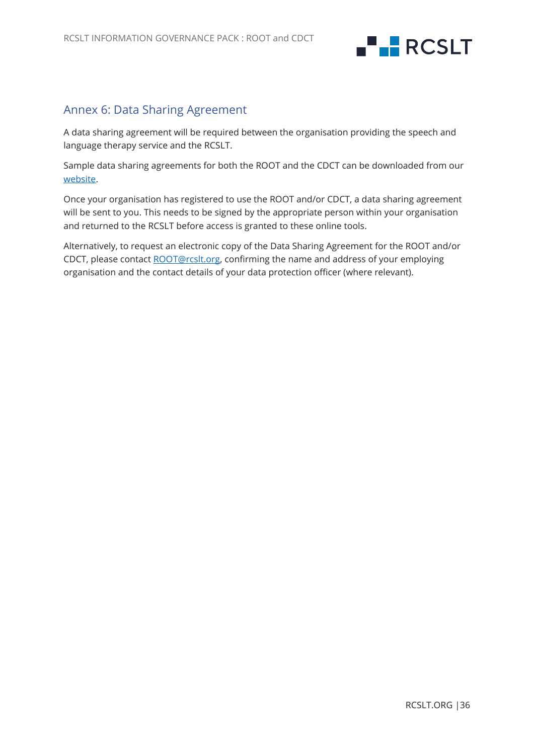## Annex 6: Data Sharing Agreement

A data sharing agreement will be required between the organisation providing the speech and language therapy service and the RCSLT.

Sample data sharing agreements for both the ROOT and the CDCT can be downloaded from our website.

Once your organisation has registered to use the ROOT and/or CDCT, a data sharing agreement will be sent to you. This needs to be signed by the appropriate person within your organisation and returned to the RCSLT before access is granted to these online tools.

Alternatively, to request an electronic copy of the Data Sharing Agreement for the ROOT and/or CDCT, please contact ROOT@rcslt.org, confirming the name and address of your employing organisation and the contact details of your data protection officer (where relevant).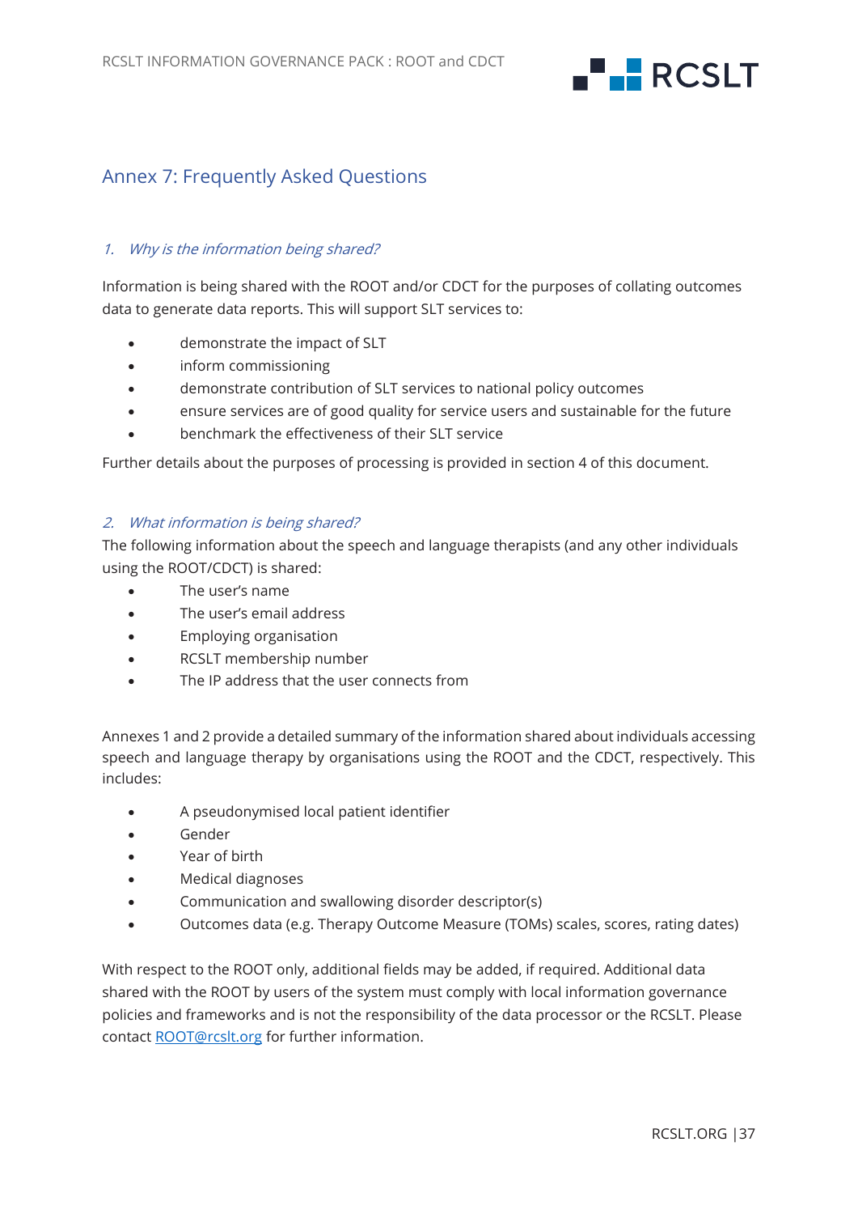## Annex 7: Frequently Asked Questions

### *1. Why is the information being shared?*

Information is being shared with the ROOT and/or CDCT for the purposes of collating outcomes data to generate data reports. This will support SLT services to:

- demonstrate the impact of SLT
- inform commissioning
- demonstrate contribution of SLT services to national policy outcomes
- ensure services are of good quality for service users and sustainable for the future
- benchmark the effectiveness of their SLT service

Further details about the purposes of processing is provided in section 4 of this document.

### *2. What information is being shared?*

The following information about the speech and language therapists (and any other individuals using the ROOT/CDCT) is shared:

- The user's name
- The user's email address
- Employing organisation
- RCSLT membership number
- The IP address that the user connects from

Annexes 1 and 2 provide a detailed summary of the information shared about individuals accessing speech and language therapy by organisations using the ROOT and the CDCT, respectively. This includes:

- A pseudonymised local patient identifier
- Gender
- Year of birth
- Medical diagnoses
- Communication and swallowing disorder descriptor(s)
- Outcomes data (e.g. Therapy Outcome Measure (TOMs) scales, scores, rating dates)

With respect to the ROOT only, additional fields may be added, if required. Additional data shared with the ROOT by users of the system must comply with local information governance policies and frameworks and is not the responsibility of the data processor or the RCSLT. Please contact ROOT@rcslt.org for further information.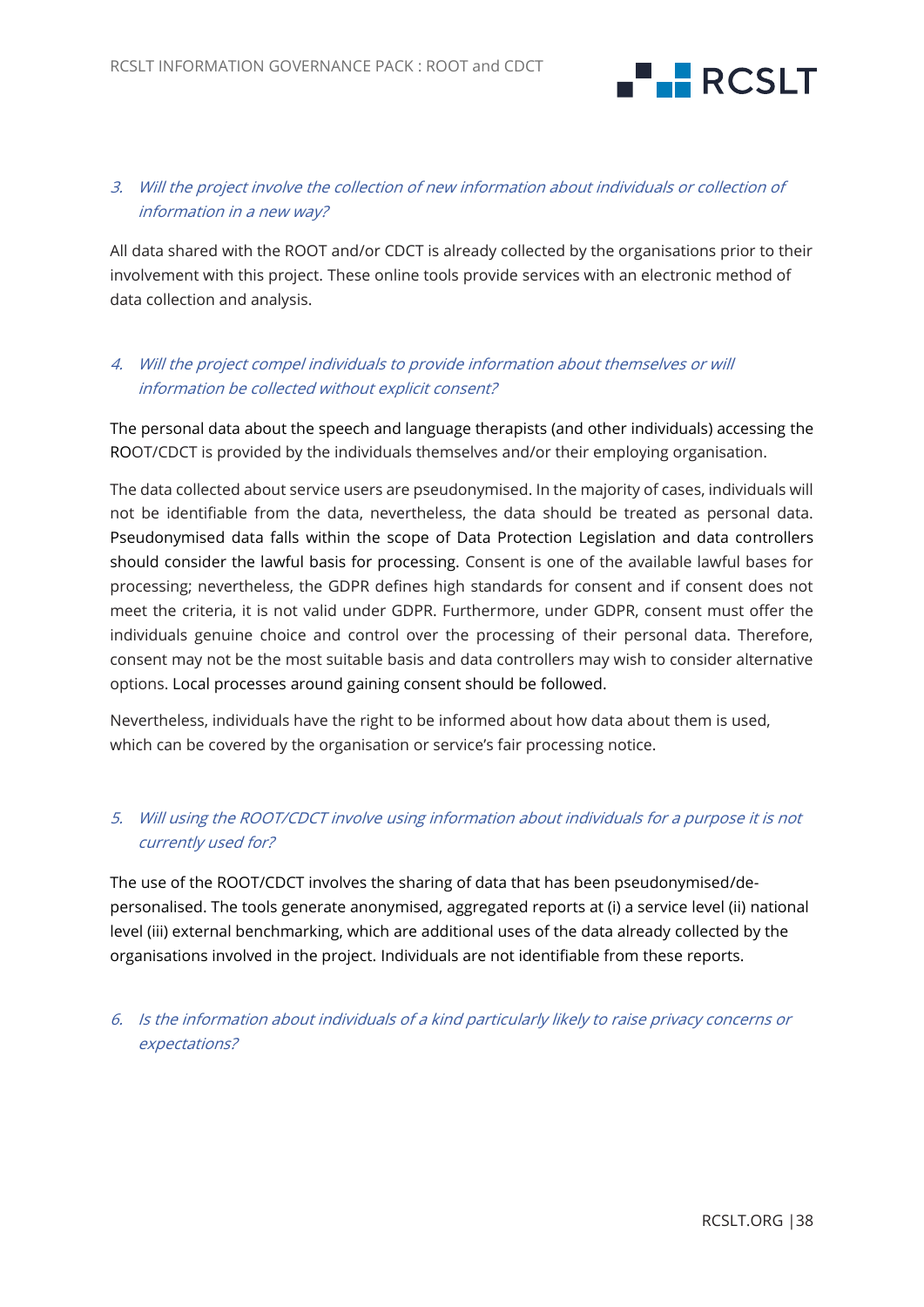3. *Will the project involve the collection of new information about individuals or collection of information in a new way?*

All data shared with the ROOT and/or CDCT is already collected by the organisations prior to their involvement with this project. These online tools provide services with an electronic method of data collection and analysis.

4. *Will the project compel individuals to provide information about themselves or will information be collected without explicit consent?*

The personal data about the speech and language therapists (and other individuals) accessing the ROOT/CDCT is provided by the individuals themselves and/or their employing organisation.

The data collected about service users are pseudonymised. In the majority of cases, individuals will not be identifiable from the data, nevertheless, the data should be treated as personal data. Pseudonymised data falls within the scope of Data Protection Legislation and data controllers should consider the lawful basis for processing. Consent is one of the available lawful bases for processing; nevertheless, the GDPR defines high standards for consent and if consent does not meet the criteria, it is not valid under GDPR. Furthermore, under GDPR, consent must offer the individuals genuine choice and control over the processing of their personal data. Therefore, consent may not be the most suitable basis and data controllers may wish to consider alternative options. Local processes around gaining consent should be followed.

Nevertheless, individuals have the right to be informed about how data about them is used, which can be covered by the organisation or service's fair processing notice.

5. *Will using the ROOT/CDCT involve using information about individuals for a purpose it is not currently used for?*

The use of the ROOT/CDCT involves the sharing of data that has been pseudonymised/de-personalised. The tools generate anonymised, aggregated reports at (i) a service level (ii) national level (iii) external benchmarking, which are additional uses of the data already collected by the organisations involved in the project. Individuals are not identifiable from these reports.

6. *Is the information about individuals of a kind particularly likely to raise privacy concerns or expectations?*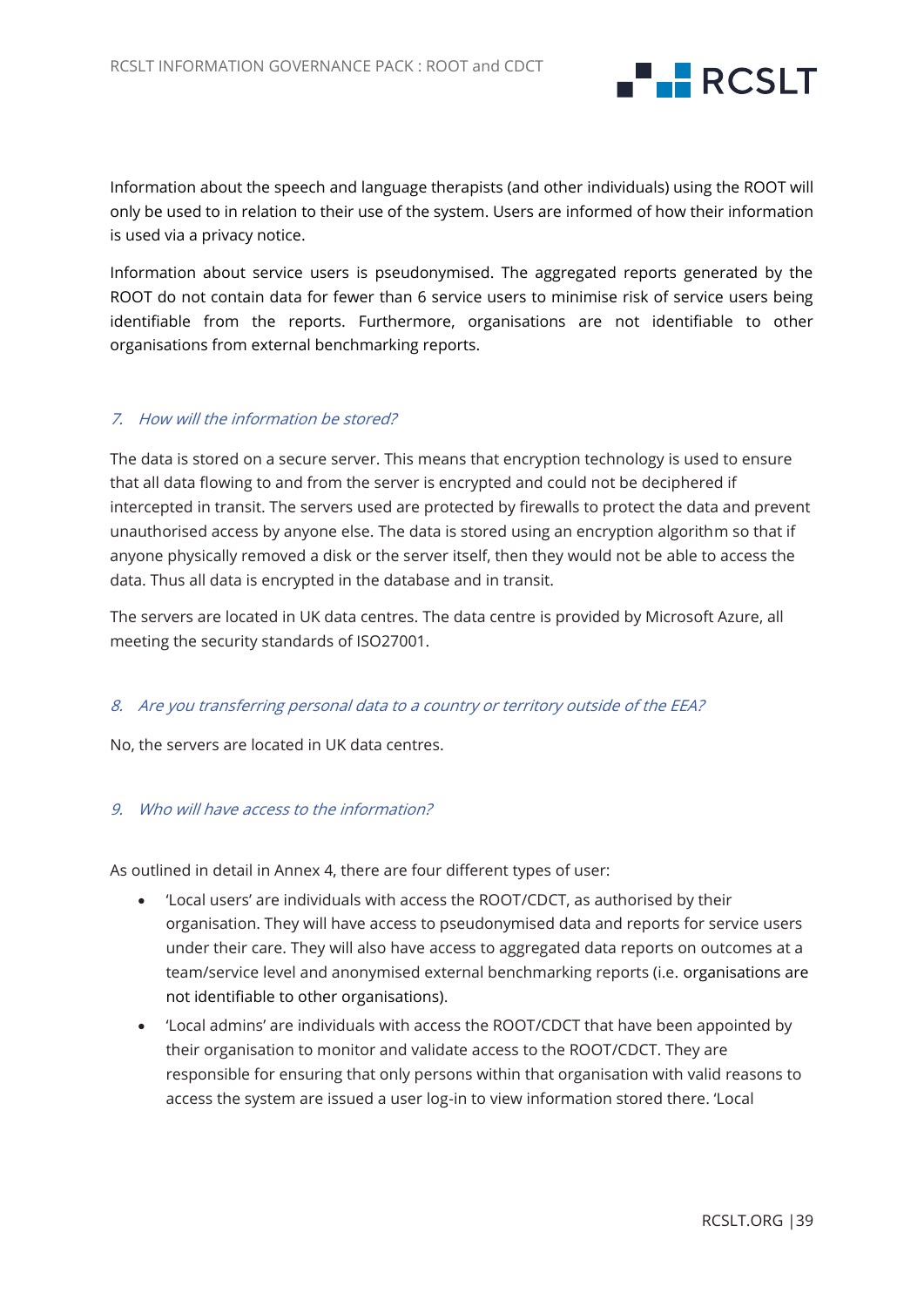Information about the speech and language therapists (and other individuals) using the ROOT will only be used to in relation to their use of the system. Users are informed of how their information is used via a privacy notice.

Information about service users is pseudonymised. The aggregated reports generated by the ROOT do not contain data for fewer than 6 service users to minimise risk of service users being identifiable from the reports. Furthermore, organisations are not identifiable to other organisations from external benchmarking reports.

### *7. How will the information be stored?*

The data is stored on a secure server. This means that encryption technology is used to ensure that all data flowing to and from the server is encrypted and could not be deciphered if intercepted in transit. The servers used are protected by firewalls to protect the data and prevent unauthorised access by anyone else. The data is stored using an encryption algorithm so that if anyone physically removed a disk or the server itself, then they would not be able to access the data. Thus all data is encrypted in the database and in transit.

The servers are located in UK data centres. The data centre is provided by Microsoft Azure, all meeting the security standards of ISO27001.

### *8. Are you transferring personal data to a country or territory outside of the EEA?*

No, the servers are located in UK data centres.

### *9. Who will have access to the information?*

As outlined in detail in Annex 4, there are four different types of user:

- 'Local users' are individuals with access the ROOT/CDCT, as authorised by their organisation. They will have access to pseudonymised data and reports for service users under their care. They will also have access to aggregated data reports on outcomes at a team/service level and anonymised external benchmarking reports (i.e. organisations are not identifiable to other organisations).
- 'Local admins' are individuals with access the ROOT/CDCT that have been appointed by their organisation to monitor and validate access to the ROOT/CDCT. They are responsible for ensuring that only persons within that organisation with valid reasons to access the system are issued a user log-in to view information stored there. 'Local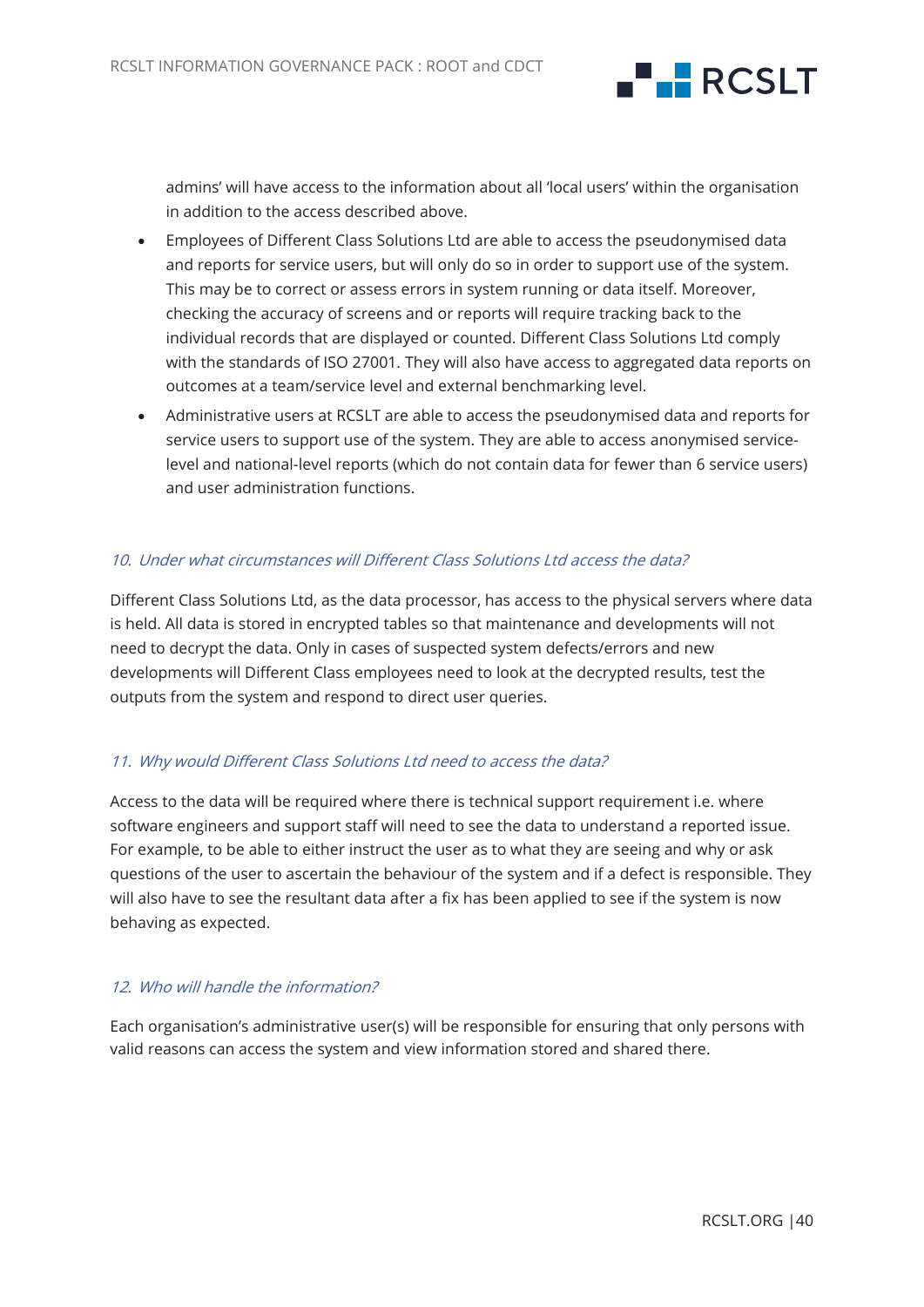admins' will have access to the information about all 'local users' within the organisation in addition to the access described above.

- Employees of Different Class Solutions Ltd are able to access the pseudonymised data and reports for service users, but will only do so in order to support use of the system. This may be to correct or assess errors in system running or data itself. Moreover, checking the accuracy of screens and or reports will require tracking back to the individual records that are displayed or counted. Different Class Solutions Ltd comply with the standards of ISO 27001. They will also have access to aggregated data reports on outcomes at a team/service level and external benchmarking level.
- Administrative users at RCSLT are able to access the pseudonymised data and reports for service users to support use of the system. They are able to access anonymised service-level and national-level reports (which do not contain data for fewer than 6 service users) and user administration functions.

### *10. Under what circumstances will Different Class Solutions Ltd access the data?*

Different Class Solutions Ltd, as the data processor, has access to the physical servers where data is held. All data is stored in encrypted tables so that maintenance and developments will not need to decrypt the data. Only in cases of suspected system defects/errors and new developments will Different Class employees need to look at the decrypted results, test the outputs from the system and respond to direct user queries.

### *11. Why would Different Class Solutions Ltd need to access the data?*

Access to the data will be required where there is technical support requirement i.e. where software engineers and support staff will need to see the data to understand a reported issue. For example, to be able to either instruct the user as to what they are seeing and why or ask questions of the user to ascertain the behaviour of the system and if a defect is responsible. They will also have to see the resultant data after a fix has been applied to see if the system is now behaving as expected.

### *12. Who will handle the information?*

Each organisation's administrative user(s) will be responsible for ensuring that only persons with valid reasons can access the system and view information stored and shared there.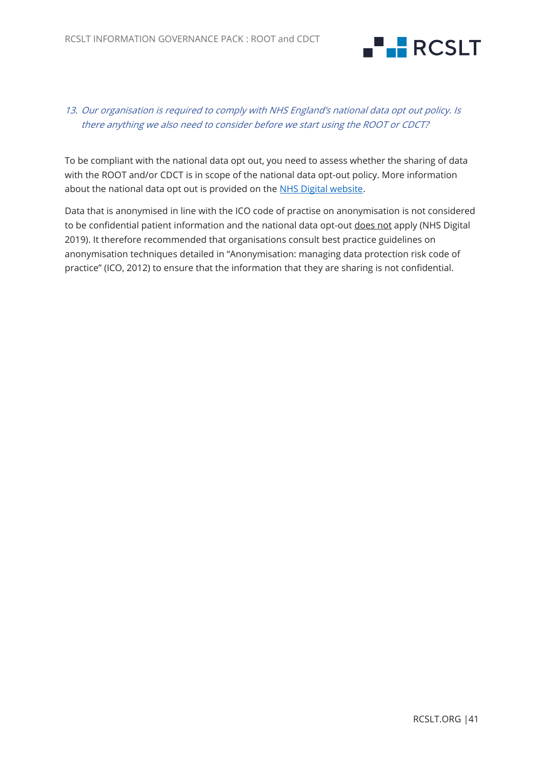*13. Our organisation is required to comply with NHS England's national data opt out policy. Is there anything we also need to consider before we start using the ROOT or CDCT?*

To be compliant with the national data opt out, you need to assess whether the sharing of data with the ROOT and/or CDCT is in scope of the national data opt-out policy. More information about the national data opt out is provided on the [NHS Digital website](#).

Data that is anonymised in line with the ICO code of practise on anonymisation is not considered to be confidential patient information and the national data opt-out <u>does not</u> apply (NHS Digital 2019). It therefore recommended that organisations consult best practice guidelines on anonymisation techniques detailed in "Anonymisation: managing data protection risk code of practice" (ICO, 2012) to ensure that the information that they are sharing is not confidential.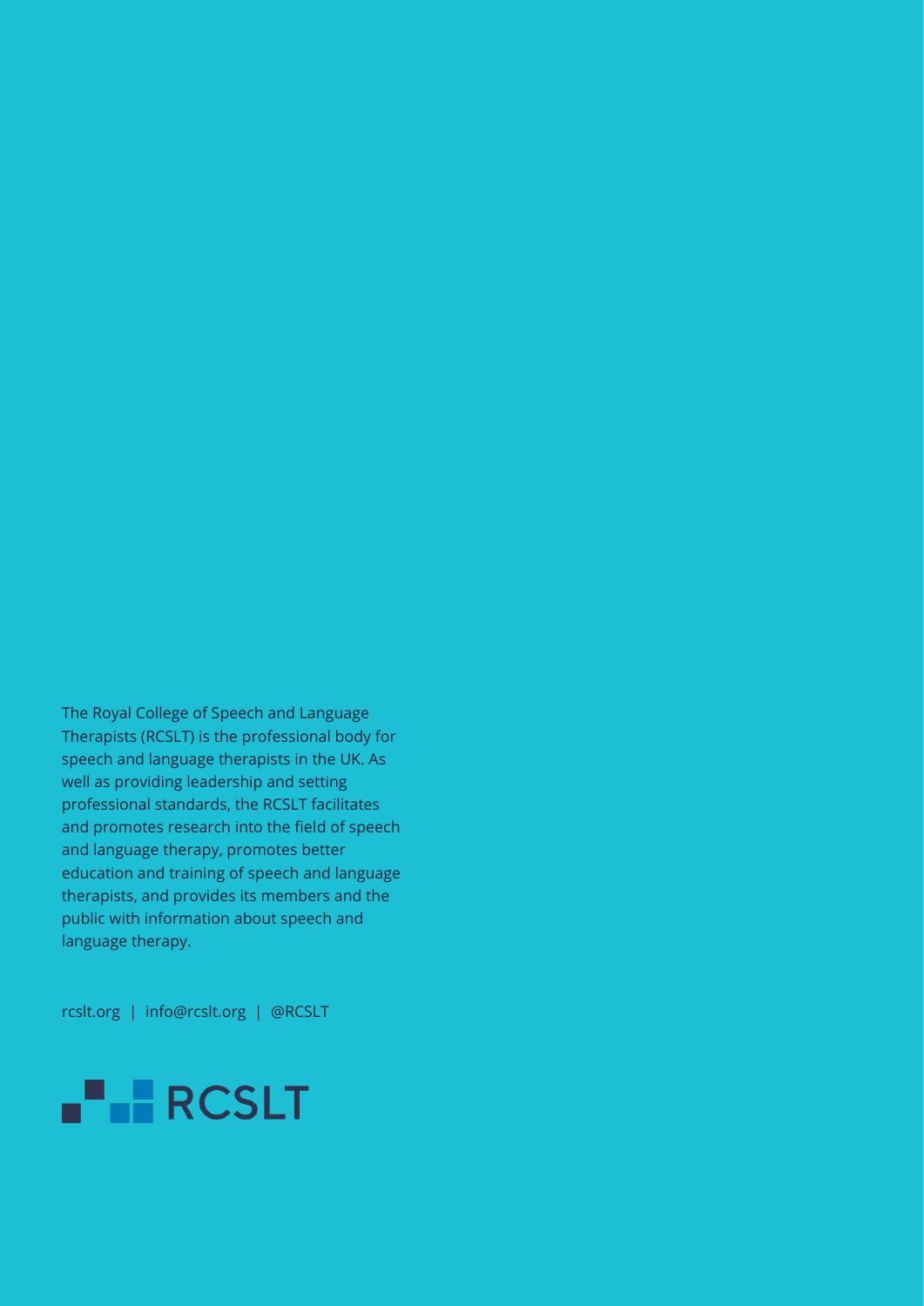The Royal College of Speech and Language Therapists (RCSLT) is the professional body for speech and language therapists in the UK. As well as providing leadership and setting professional standards, the RCSLT facilitates and promotes research into the field of speech and language therapy, promotes better education and training of speech and language therapists, and provides its members and the public with information about speech and language therapy.

rcslt.org | info@rcslt.org | @RCSLT

RCSLT